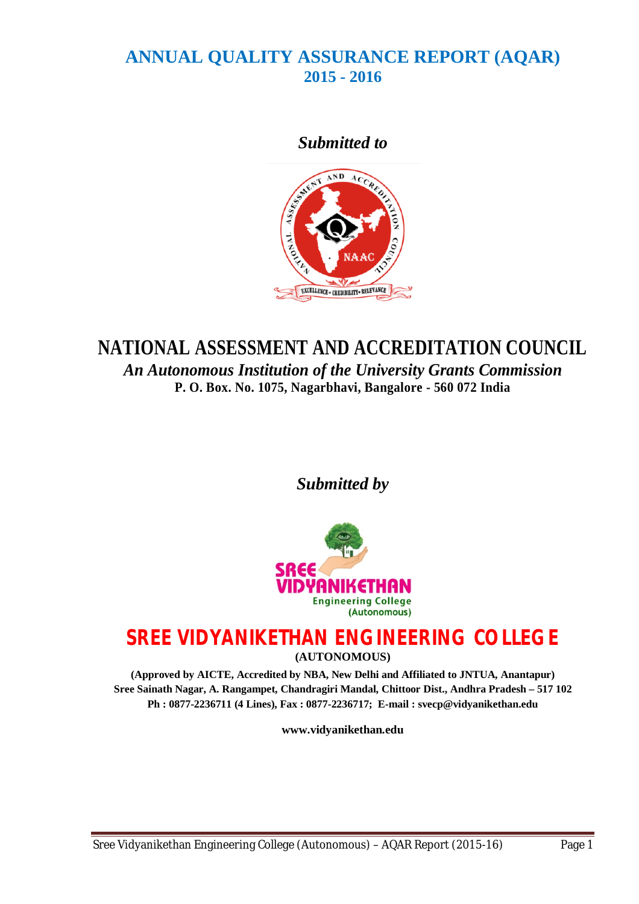# ANNUAL QUALITY ASSURANCE REPORT (AQAR)

## 2015 - 2016

***Submitted to***

# NATIONAL ASSESSMENT AND ACCREDITATION COUNCIL

***An Autonomous Institution of the University Grants Commission***

**P. O. Box. No. 1075, Nagarbhavi, Bangalore - 560 072 India**

***Submitted by***

# SREE VIDYANIKETHAN ENGINEERING COLLEGE

**(AUTONOMOUS)**

**(Approved by AICTE, Accredited by NBA, New Delhi and Affiliated to JNTUA, Anantapur)**
**Sree Sainath Nagar, A. Rangampet, Chandragiri Mandal, Chittoor Dist., Andhra Pradesh – 517 102**
**Ph : 0877-2236711 (4 Lines), Fax : 0877-2236717; E-mail : svecp@vidyanikethan.edu**

**www.vidyanikethan.edu**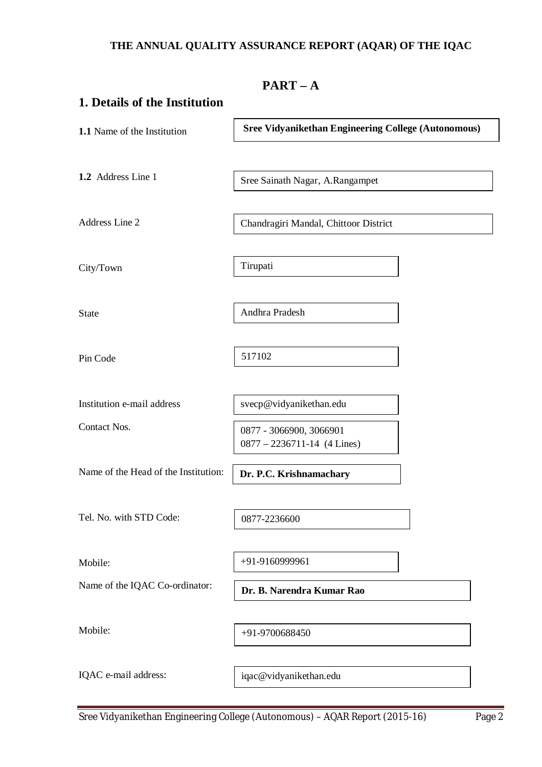**THE ANNUAL QUALITY ASSURANCE REPORT (AQAR) OF THE IQAC**

# PART – A

## 1. Details of the Institution

| | |
|---|---|
| **1.1** Name of the Institution | **Sree Vidyanikethan Engineering College (Autonomous)** |
| **1.2** Address Line 1 | Sree Sainath Nagar, A.Rangampet |
| Address Line 2 | Chandragiri Mandal, Chittoor District |
| City/Town | Tirupati |
| State | Andhra Pradesh |
| Pin Code | 517102 |
| Institution e-mail address | svecp@vidyanikethan.edu |
| Contact Nos. | 0877 - 3066900, 3066901<br>0877 – 2236711-14 (4 Lines) |
| Name of the Head of the Institution: | **Dr. P.C. Krishnamachary** |
| Tel. No. with STD Code: | 0877-2236600 |
| Mobile: | +91-9160999961 |
| Name of the IQAC Co-ordinator: | **Dr. B. Narendra Kumar Rao** |
| Mobile: | +91-9700688450 |
| IQAC e-mail address: | iqac@vidyanikethan.edu |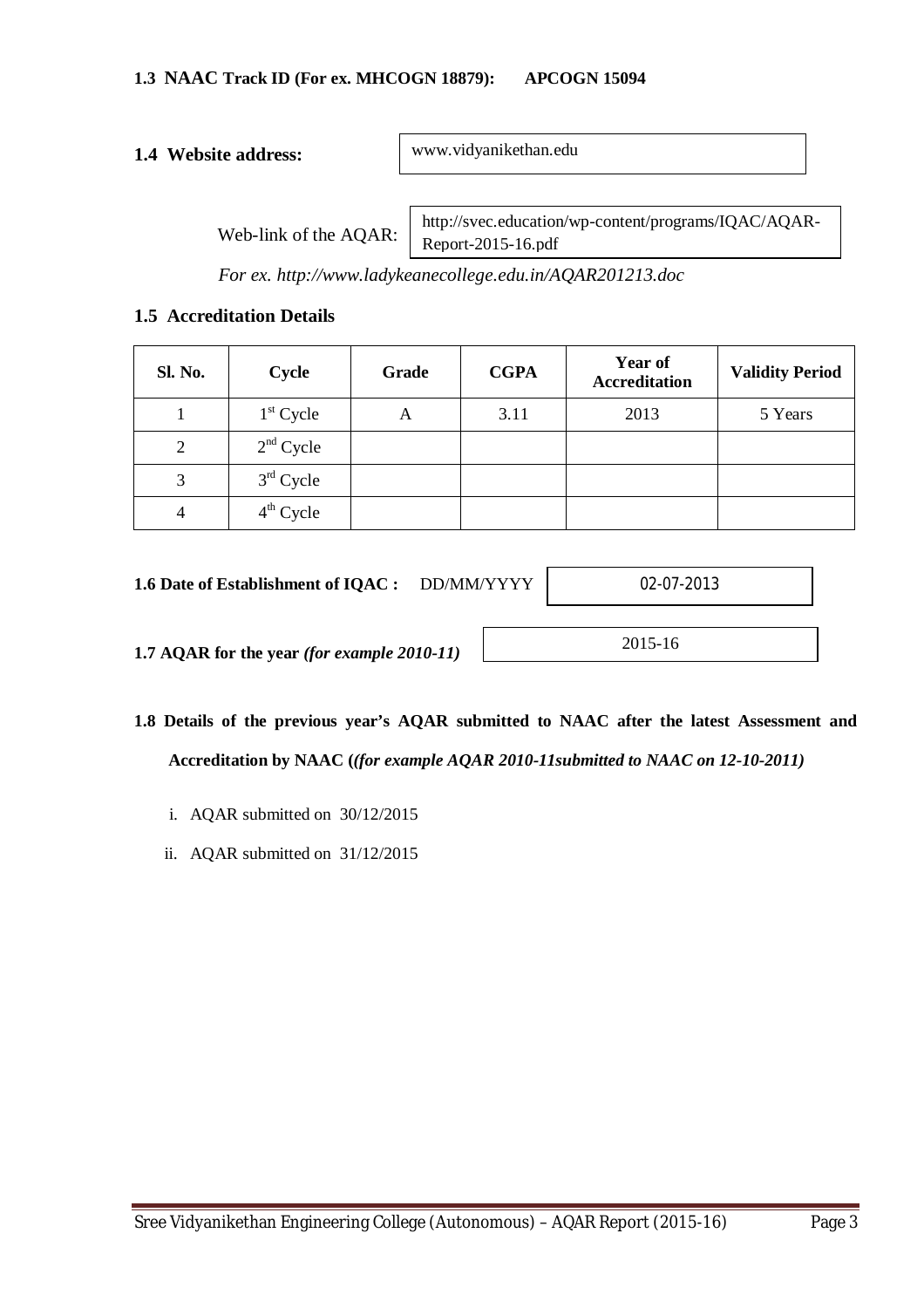**1.3 NAAC Track ID (For ex. MHCOGN 18879): APCOGN 15094**

**1.4 Website address:** www.vidyanikethan.edu

Web-link of the AQAR: http://svec.education/wp-content/programs/IQAC/AQAR-Report-2015-16.pdf

*For ex. http://www.ladykeanecollege.edu.in/AQAR201213.doc*

**1.5 Accreditation Details**

| Sl. No. | Cycle | Grade | CGPA | Year of Accreditation | Validity Period |
|---|---|---|---|---|---|
| 1 | 1st Cycle | A | 3.11 | 2013 | 5 Years |
| 2 | 2nd Cycle | | | | |
| 3 | 3rd Cycle | | | | |
| 4 | 4th Cycle | | | | |

**1.6 Date of Establishment of IQAC :** DD/MM/YYYY 02-07-2013

**1.7 AQAR for the year** ***(for example 2010-11)*** 2015-16

**1.8 Details of the previous year's AQAR submitted to NAAC after the latest Assessment and Accreditation by NAAC (*(for example AQAR 2010-11submitted to NAAC on 12-10-2011)*)**

i. AQAR submitted on 30/12/2015

ii. AQAR submitted on 31/12/2015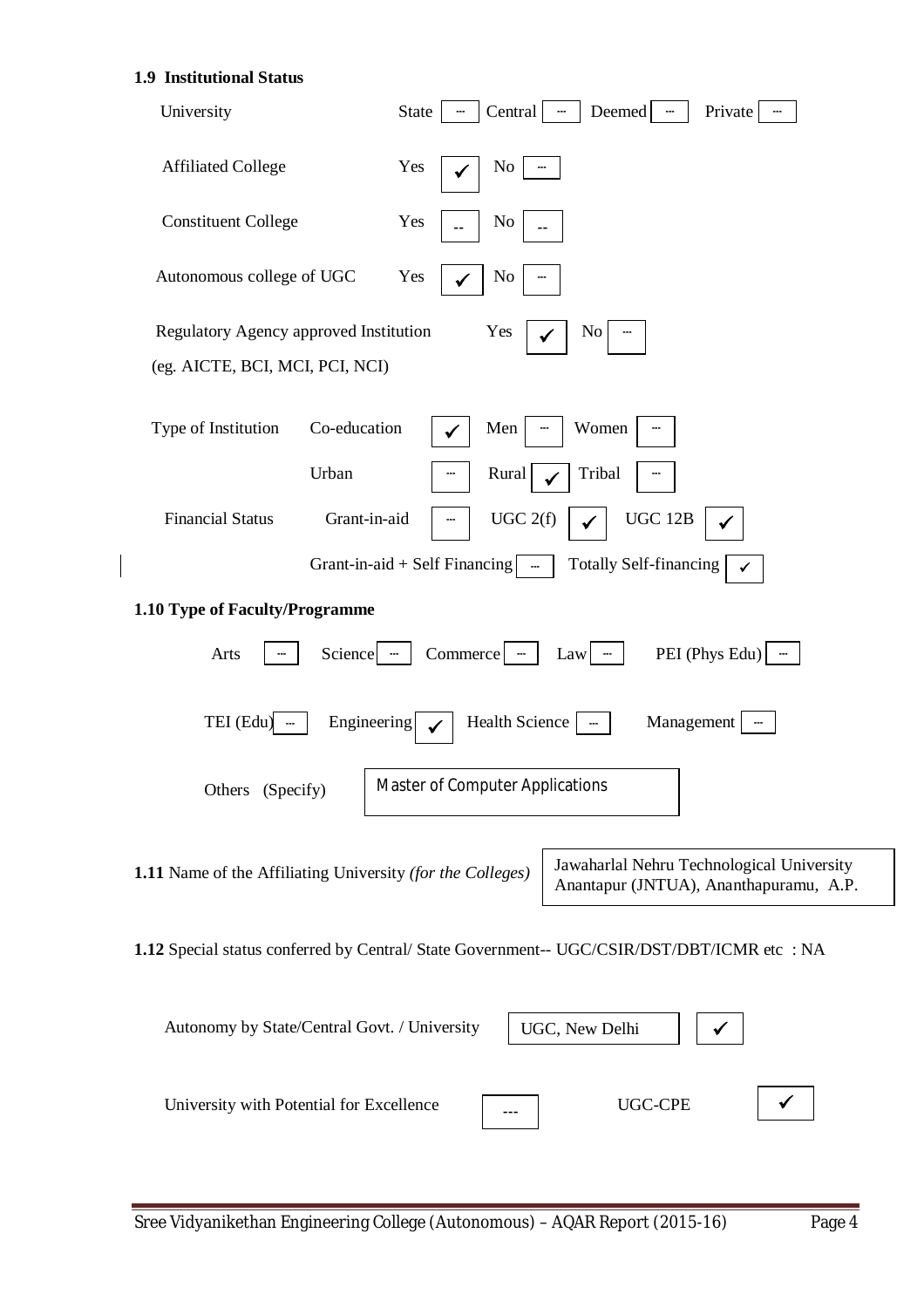### 1.9 Institutional Status

University — State [ --- ] Central [ --- ] Deemed [ --- ] Private [ --- ]

Affiliated College — Yes [ ✓ ] No [ --- ]

Constituent College — Yes [ -- ] No [ -- ]

Autonomous college of UGC — Yes [ ✓ ] No [ --- ]

Regulatory Agency approved Institution (eg. AICTE, BCI, MCI, PCI, NCI) — Yes [ ✓ ] No [ --- ]

Type of Institution — Co-education [ ✓ ] Men [ --- ] Women [ --- ]

Urban [ --- ] Rural [ ✓ ] Tribal [ --- ]

Financial Status — Grant-in-aid [ --- ] UGC 2(f) [ ✓ ] UGC 12B [ ✓ ]

Grant-in-aid + Self Financing [ --- ] Totally Self-financing [ ✓ ]

### 1.10 Type of Faculty/Programme

Arts [ --- ] Science [ --- ] Commerce [ --- ] Law [ --- ] PEI (Phys Edu) [ --- ]

TEI (Edu) [ --- ] Engineering [ ✓ ] Health Science [ --- ] Management [ --- ]

Others (Specify) [ Master of Computer Applications ]

**1.11** Name of the Affiliating University *(for the Colleges)* — Jawaharlal Nehru Technological University Anantapur (JNTUA), Ananthapuramu, A.P.

**1.12** Special status conferred by Central/ State Government-- UGC/CSIR/DST/DBT/ICMR etc : NA

Autonomy by State/Central Govt. / University — UGC, New Delhi [ ✓ ]

University with Potential for Excellence [ --- ] UGC-CPE [ ✓ ]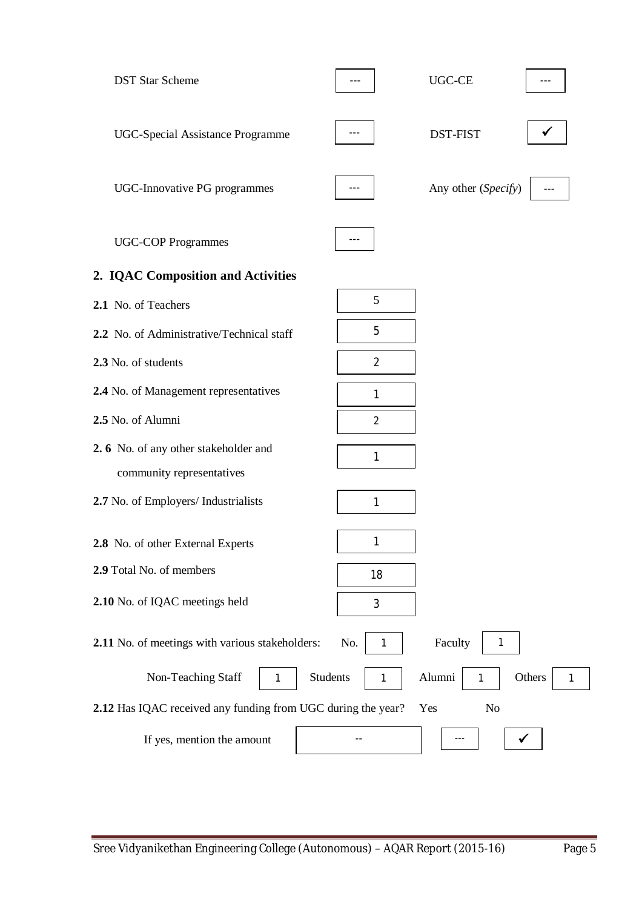| | | | |
|---|---|---|---|
| DST Star Scheme | --- | UGC-CE | --- |
| UGC-Special Assistance Programme | --- | DST-FIST | ✓ |
| UGC-Innovative PG programmes | --- | Any other (*Specify*) | --- |
| UGC-COP Programmes | --- | | |

## 2. IQAC Composition and Activities

| | |
|---|---|
| **2.1** No. of Teachers | 5 |
| **2.2** No. of Administrative/Technical staff | 5 |
| **2.3** No. of students | 2 |
| **2.4** No. of Management representatives | 1 |
| **2.5** No. of Alumni | 2 |
| **2. 6** No. of any other stakeholder and community representatives | 1 |
| **2.7** No. of Employers/ Industrialists | 1 |
| **2.8** No. of other External Experts | 1 |
| **2.9** Total No. of members | 18 |
| **2.10** No. of IQAC meetings held | 3 |

**2.11** No. of meetings with various stakeholders: No. 1 Faculty 1

Non-Teaching Staff 1 Students 1 Alumni 1 Others 1

**2.12** Has IQAC received any funding from UGC during the year? Yes --- No ✓

If yes, mention the amount --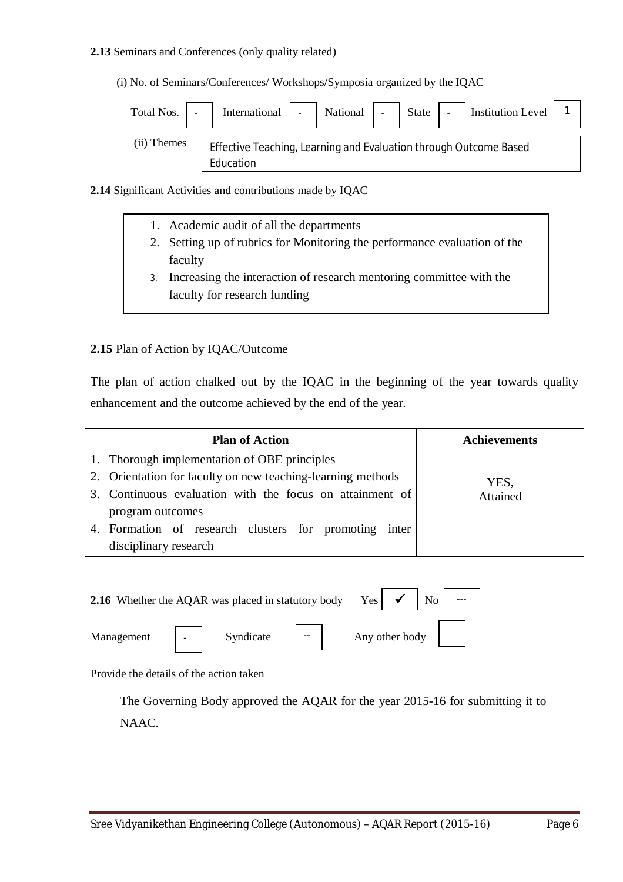**2.13** Seminars and Conferences (only quality related)

(i) No. of Seminars/Conferences/ Workshops/Symposia organized by the IQAC

| Total Nos. | International | National | State | Institution Level |
|---|---|---|---|---|
| - | - | - | - | 1 |

(ii) Themes: Effective Teaching, Learning and Evaluation through Outcome Based Education

**2.14** Significant Activities and contributions made by IQAC

1. Academic audit of all the departments
2. Setting up of rubrics for Monitoring the performance evaluation of the faculty
3. Increasing the interaction of research mentoring committee with the faculty for research funding

**2.15** Plan of Action by IQAC/Outcome

The plan of action chalked out by the IQAC in the beginning of the year towards quality enhancement and the outcome achieved by the end of the year.

| Plan of Action | Achievements |
|---|---|
| 1. Thorough implementation of OBE principles<br>2. Orientation for faculty on new teaching-learning methods<br>3. Continuous evaluation with the focus on attainment of program outcomes<br>4. Formation of research clusters for promoting inter disciplinary research | YES, Attained |

**2.16** Whether the AQAR was placed in statutory body Yes ✓ No ---

Management - Syndicate -- Any other body

Provide the details of the action taken

The Governing Body approved the AQAR for the year 2015-16 for submitting it to NAAC.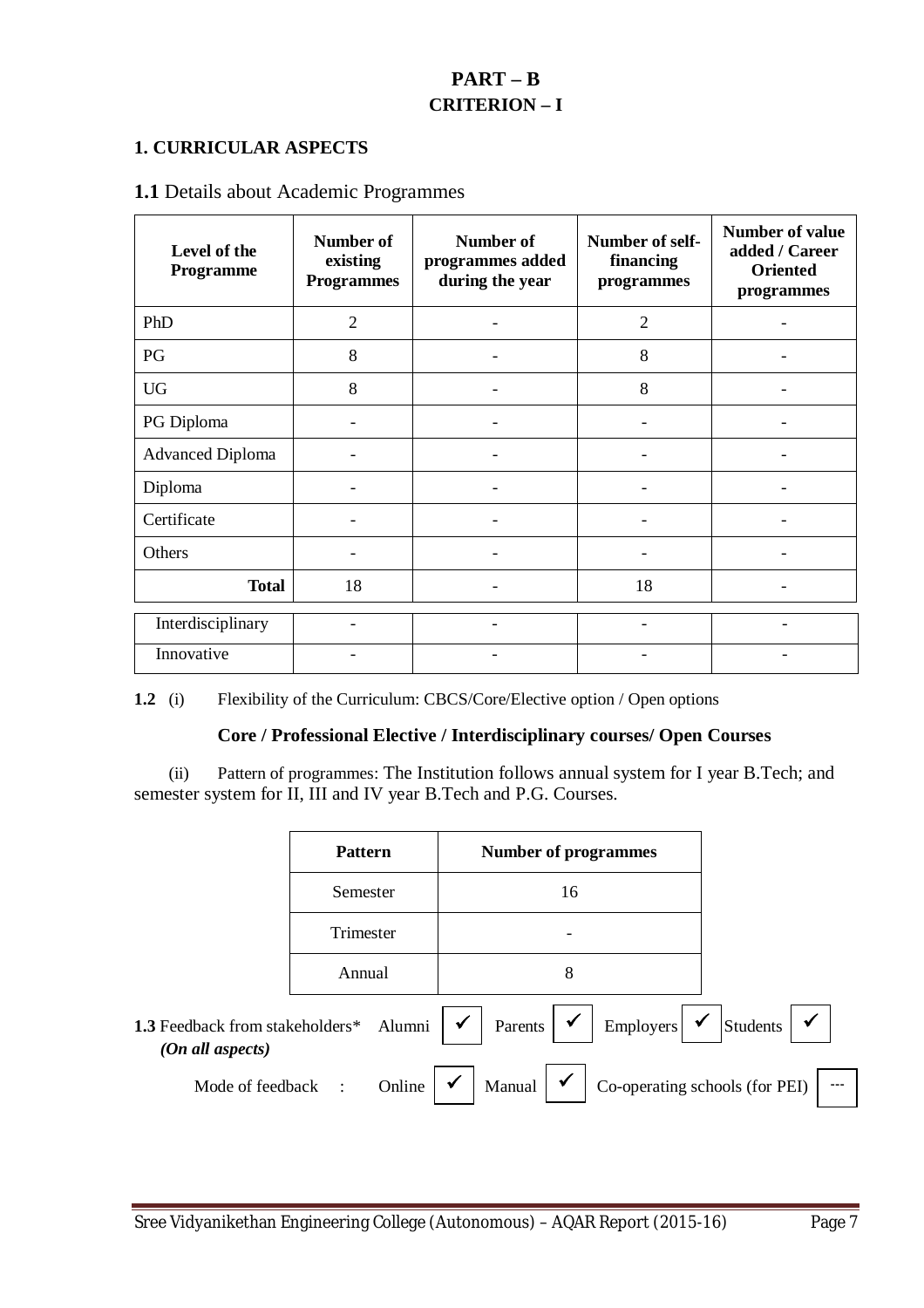# PART – B
## CRITERION – I

### 1. CURRICULAR ASPECTS

**1.1** Details about Academic Programmes

| Level of the Programme | Number of existing Programmes | Number of programmes added during the year | Number of self-financing programmes | Number of value added / Career Oriented programmes |
|---|---|---|---|---|
| PhD | 2 | - | 2 | - |
| PG | 8 | - | 8 | - |
| UG | 8 | - | 8 | - |
| PG Diploma | - | - | - | - |
| Advanced Diploma | - | - | - | - |
| Diploma | - | - | - | - |
| Certificate | - | - | - | - |
| Others | - | - | - | - |
| **Total** | 18 | - | 18 | - |
| Interdisciplinary | - | - | - | - |
| Innovative | - | - | - | - |

**1.2** (i) Flexibility of the Curriculum: CBCS/Core/Elective option / Open options

**Core / Professional Elective / Interdisciplinary courses/ Open Courses**

(ii) Pattern of programmes: The Institution follows annual system for I year B.Tech; and semester system for II, III and IV year B.Tech and P.G. Courses.

| Pattern | Number of programmes |
|---|---|
| Semester | 16 |
| Trimester | - |
| Annual | 8 |

**1.3** Feedback from stakeholders* *(On all aspects)* Alumni ✓ Parents ✓ Employers ✓ Students ✓

Mode of feedback : Online ✓ Manual ✓ Co-operating schools (for PEI) ---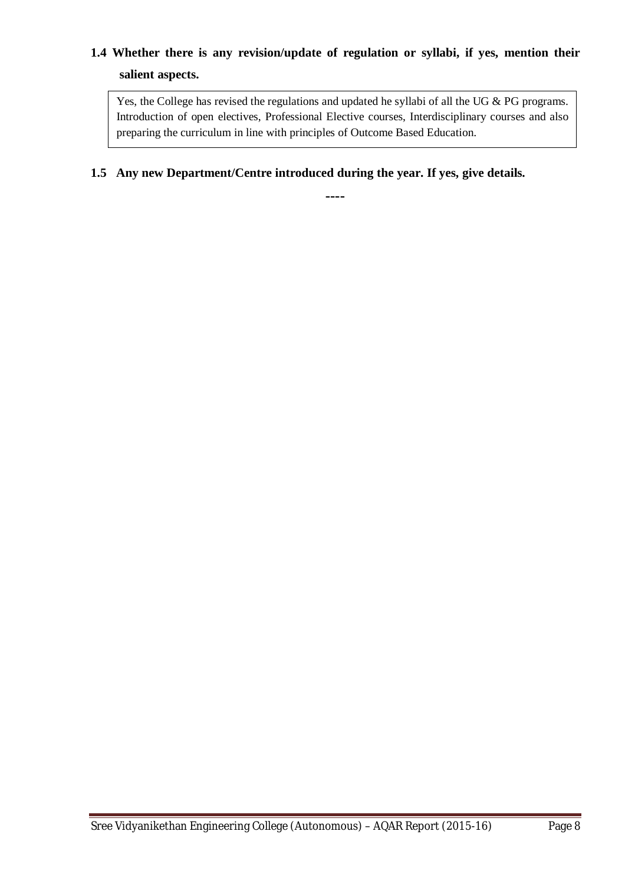**1.4 Whether there is any revision/update of regulation or syllabi, if yes, mention their salient aspects.**

Yes, the College has revised the regulations and updated he syllabi of all the UG & PG programs. Introduction of open electives, Professional Elective courses, Interdisciplinary courses and also preparing the curriculum in line with principles of Outcome Based Education.

**1.5 Any new Department/Centre introduced during the year. If yes, give details.**

----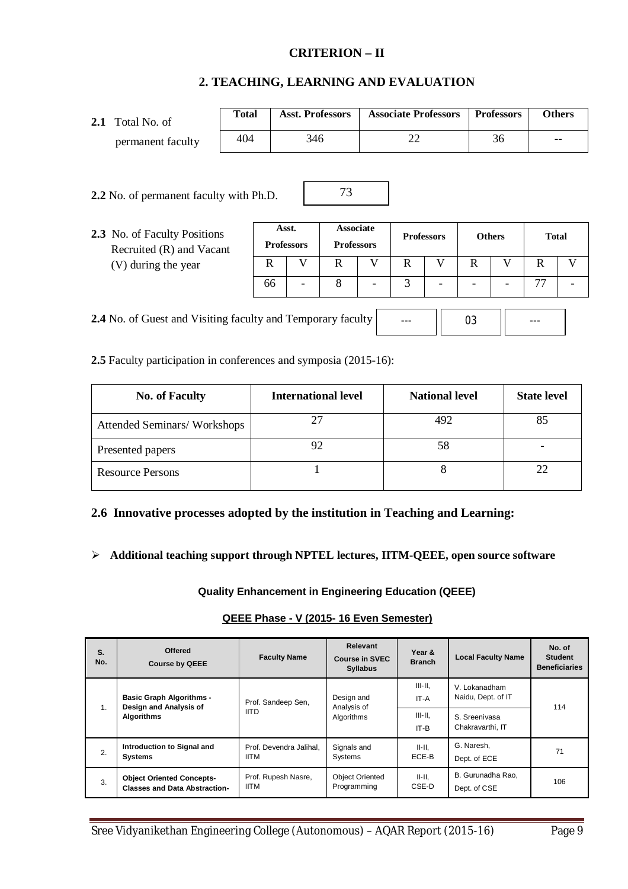# CRITERION – II

## 2. TEACHING, LEARNING AND EVALUATION

**2.1** Total No. of permanent faculty

| Total | Asst. Professors | Associate Professors | Professors | Others |
|---|---|---|---|---|
| 404 | 346 | 22 | 36 | -- |

**2.2** No. of permanent faculty with Ph.D. — 73

**2.3** No. of Faculty Positions Recruited (R) and Vacant (V) during the year

| Asst. Professors | | Associate Professors | | Professors | | Others | | Total | |
|---|---|---|---|---|---|---|---|---|---|
| R | V | R | V | R | V | R | V | R | V |
| 66 | - | 8 | - | 3 | - | - | - | 77 | - |

**2.4** No. of Guest and Visiting faculty and Temporary faculty

| --- | 03 | --- |
|---|---|---|

**2.5** Faculty participation in conferences and symposia (2015-16):

| No. of Faculty | International level | National level | State level |
|---|---|---|---|
| Attended Seminars/ Workshops | 27 | 492 | 85 |
| Presented papers | 92 | 58 | - |
| Resource Persons | 1 | 8 | 22 |

### 2.6 Innovative processes adopted by the institution in Teaching and Learning:

- **Additional teaching support through NPTEL lectures, IITM-QEEE, open source software**

**Quality Enhancement in Engineering Education (QEEE)**

**QEEE Phase - V (2015- 16 Even Semester)**

| S. No. | Offered Course by QEEE | Faculty Name | Relevant Course in SVEC Syllabus | Year & Branch | Local Faculty Name | No. of Student Beneficiaries |
|---|---|---|---|---|---|---|
| 1. | Basic Graph Algorithms - Design and Analysis of Algorithms | Prof. Sandeep Sen, IITD | Design and Analysis of Algorithms | III-II, IT-A | V. Lokanadham Naidu, Dept. of IT | 114 |
| | | | | III-II, IT-B | S. Sreenivasa Chakravarthi, IT | |
| 2. | Introduction to Signal and Systems | Prof. Devendra Jalihal, IITM | Signals and Systems | II-II, ECE-B | G. Naresh, Dept. of ECE | 71 |
| 3. | Object Oriented Concepts-Classes and Data Abstraction- | Prof. Rupesh Nasre, IITM | Object Oriented Programming | II-II, CSE-D | B. Gurunadha Rao, Dept. of CSE | 106 |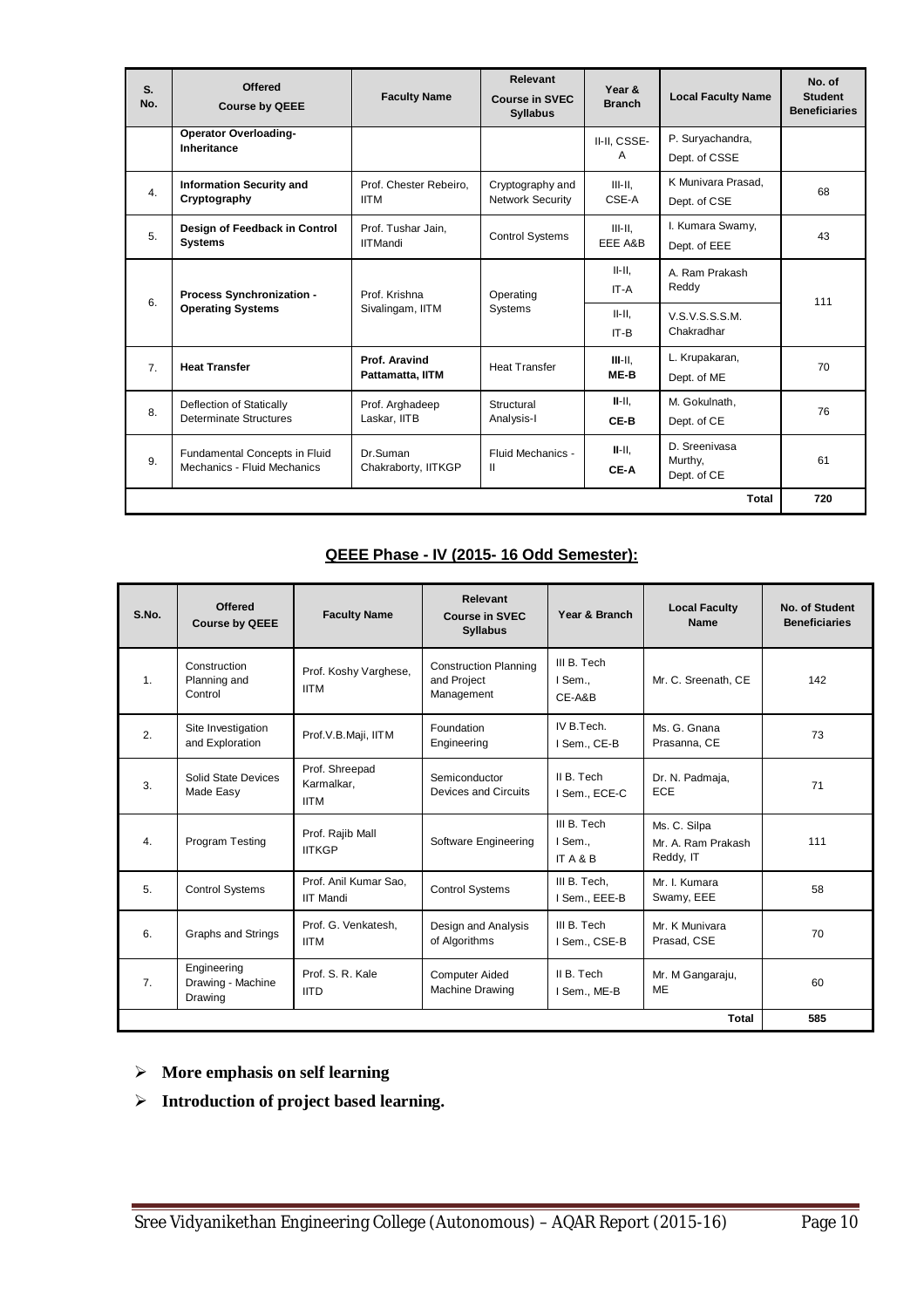| S. No. | Offered Course by QEEE | Faculty Name | Relevant Course in SVEC Syllabus | Year & Branch | Local Faculty Name | No. of Student Beneficiaries |
|---|---|---|---|---|---|---|
| | **Operator Overloading-Inheritance** | | | II-II, CSSE-A | P. Suryachandra, Dept. of CSSE | |
| 4. | **Information Security and Cryptography** | Prof. Chester Rebeiro, IITM | Cryptography and Network Security | III-II, CSE-A | K Munivara Prasad, Dept. of CSE | 68 |
| 5. | **Design of Feedback in Control Systems** | Prof. Tushar Jain, IITMandi | Control Systems | III-II, EEE A&B | I. Kumara Swamy, Dept. of EEE | 43 |
| 6. | **Process Synchronization - Operating Systems** | Prof. Krishna Sivalingam, IITM | Operating Systems | II-II, IT-A | A. Ram Prakash Reddy | 111 |
| | | | | II-II, IT-B | V.S.V.S.S.S.M. Chakradhar | |
| 7. | **Heat Transfer** | **Prof. Aravind Pattamatta, IITM** | Heat Transfer | **III**-II, **ME-B** | L. Krupakaran, Dept. of ME | 70 |
| 8. | Deflection of Statically Determinate Structures | Prof. Arghadeep Laskar, IITB | Structural Analysis-I | **II**-II, **CE-B** | M. Gokulnath, Dept. of CE | 76 |
| 9. | Fundamental Concepts in Fluid Mechanics - Fluid Mechanics | Dr.Suman Chakraborty, IITKGP | Fluid Mechanics - II | **II**-II, **CE-A** | D. Sreenivasa Murthy, Dept. of CE | 61 |
| | | | | | **Total** | **720** |

## QEEE Phase - IV (2015- 16 Odd Semester):

| S.No. | Offered Course by QEEE | Faculty Name | Relevant Course in SVEC Syllabus | Year & Branch | Local Faculty Name | No. of Student Beneficiaries |
|---|---|---|---|---|---|---|
| 1. | Construction Planning and Control | Prof. Koshy Varghese, IITM | Construction Planning and Project Management | III B. Tech I Sem., CE-A&B | Mr. C. Sreenath, CE | 142 |
| 2. | Site Investigation and Exploration | Prof.V.B.Maji, IITM | Foundation Engineering | IV B.Tech. I Sem., CE-B | Ms. G. Gnana Prasanna, CE | 73 |
| 3. | Solid State Devices Made Easy | Prof. Shreepad Karmalkar, IITM | Semiconductor Devices and Circuits | II B. Tech I Sem., ECE-C | Dr. N. Padmaja, ECE | 71 |
| 4. | Program Testing | Prof. Rajib Mall IITKGP | Software Engineering | III B. Tech I Sem., IT A & B | Ms. C. Silpa Mr. A. Ram Prakash Reddy, IT | 111 |
| 5. | Control Systems | Prof. Anil Kumar Sao, IIT Mandi | Control Systems | III B. Tech, I Sem., EEE-B | Mr. I. Kumara Swamy, EEE | 58 |
| 6. | Graphs and Strings | Prof. G. Venkatesh, IITM | Design and Analysis of Algorithms | III B. Tech I Sem., CSE-B | Mr. K Munivara Prasad, CSE | 70 |
| 7. | Engineering Drawing - Machine Drawing | Prof. S. R. Kale IITD | Computer Aided Machine Drawing | II B. Tech I Sem., ME-B | Mr. M Gangaraju, ME | 60 |
| | | | | | **Total** | **585** |

- **More emphasis on self learning**
- **Introduction of project based learning.**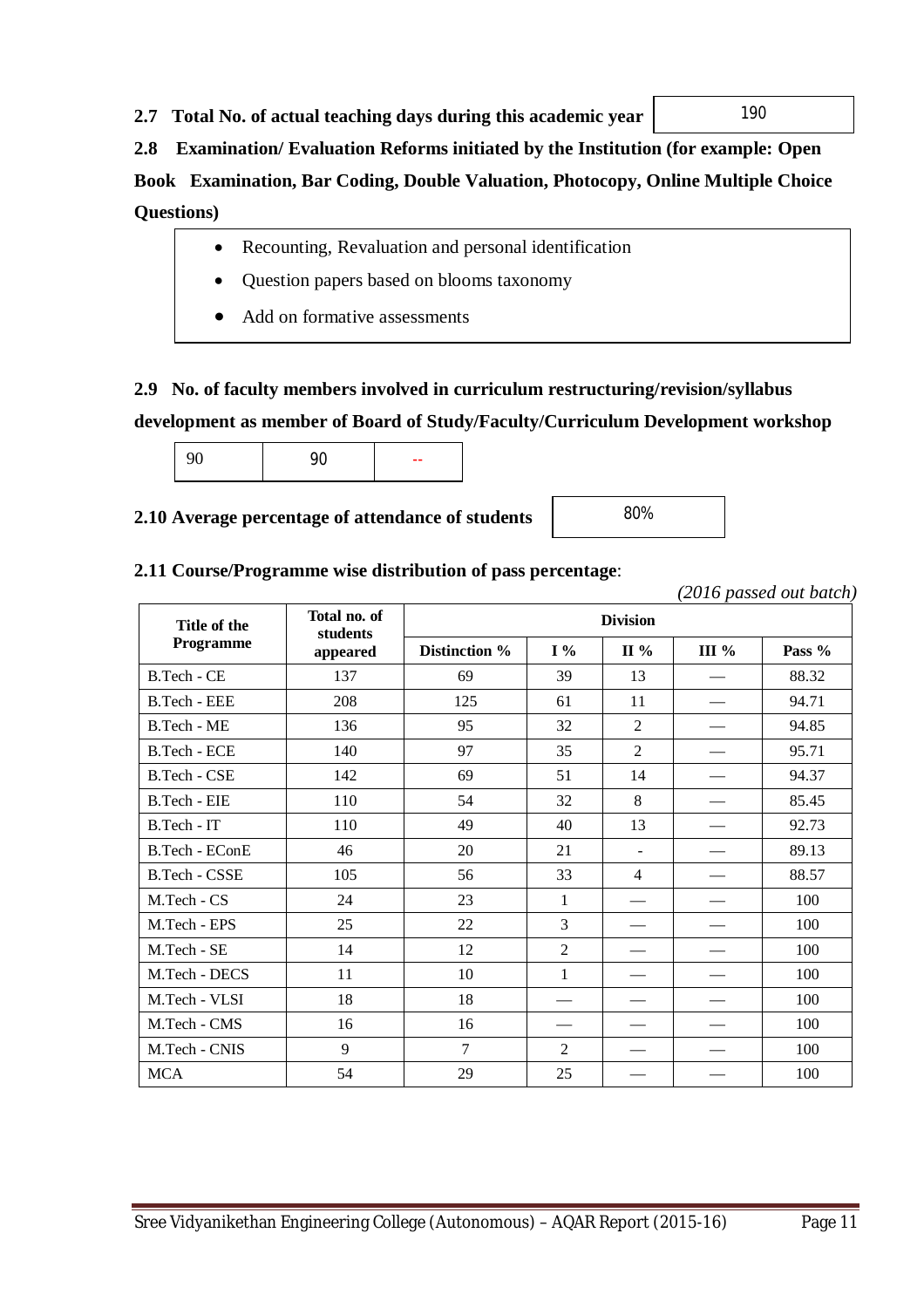**2.7 Total No. of actual teaching days during this academic year**

| 190 |
|---|

**2.8 Examination/ Evaluation Reforms initiated by the Institution (for example: Open Book Examination, Bar Coding, Double Valuation, Photocopy, Online Multiple Choice Questions)**

- Recounting, Revaluation and personal identification
- Question papers based on blooms taxonomy
- Add on formative assessments

**2.9 No. of faculty members involved in curriculum restructuring/revision/syllabus development as member of Board of Study/Faculty/Curriculum Development workshop**

| 90 | 90 | -- |
|---|---|---|

**2.10 Average percentage of attendance of students**

| 80% |
|---|

**2.11 Course/Programme wise distribution of pass percentage**:

*(2016 passed out batch)*

| Title of the Programme | Total no. of students appeared | Division | | | | |
|---|---|---|---|---|---|---|
| | | Distinction % | I % | II % | III % | Pass % |
| B.Tech - CE | 137 | 69 | 39 | 13 | — | 88.32 |
| B.Tech - EEE | 208 | 125 | 61 | 11 | — | 94.71 |
| B.Tech - ME | 136 | 95 | 32 | 2 | — | 94.85 |
| B.Tech - ECE | 140 | 97 | 35 | 2 | — | 95.71 |
| B.Tech - CSE | 142 | 69 | 51 | 14 | — | 94.37 |
| B.Tech - EIE | 110 | 54 | 32 | 8 | — | 85.45 |
| B.Tech - IT | 110 | 49 | 40 | 13 | — | 92.73 |
| B.Tech - EConE | 46 | 20 | 21 | - | — | 89.13 |
| B.Tech - CSSE | 105 | 56 | 33 | 4 | — | 88.57 |
| M.Tech - CS | 24 | 23 | 1 | — | — | 100 |
| M.Tech - EPS | 25 | 22 | 3 | — | — | 100 |
| M.Tech - SE | 14 | 12 | 2 | — | — | 100 |
| M.Tech - DECS | 11 | 10 | 1 | — | — | 100 |
| M.Tech - VLSI | 18 | 18 | — | — | — | 100 |
| M.Tech - CMS | 16 | 16 | — | — | — | 100 |
| M.Tech - CNIS | 9 | 7 | 2 | — | — | 100 |
| MCA | 54 | 29 | 25 | — | — | 100 |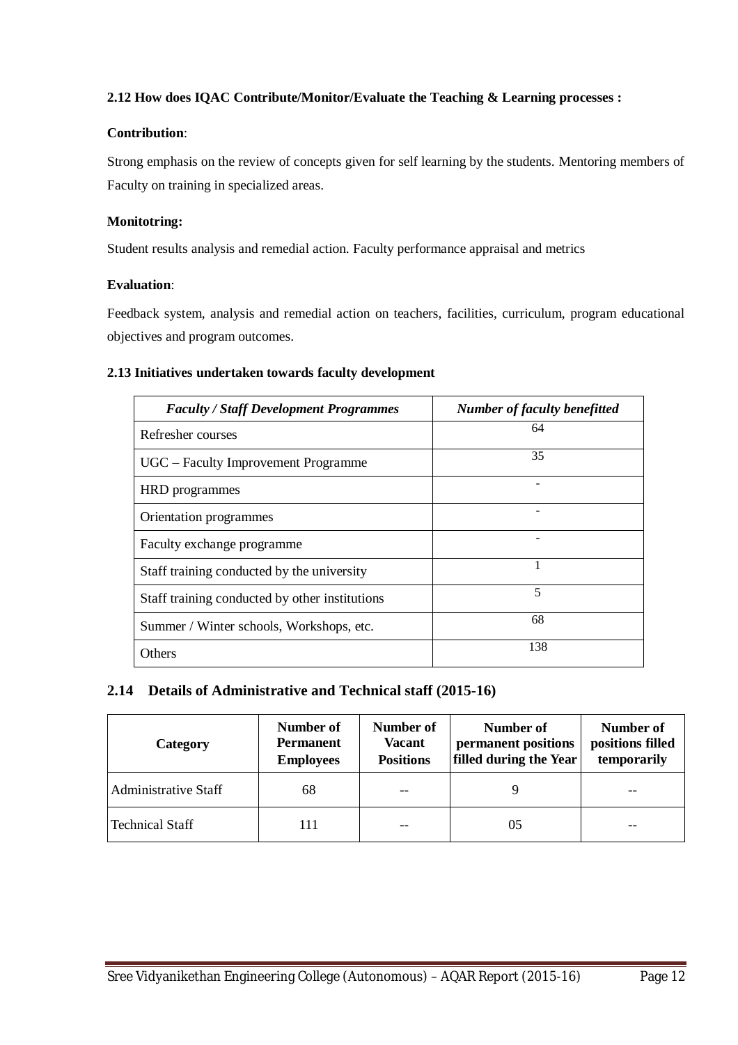**2.12 How does IQAC Contribute/Monitor/Evaluate the Teaching & Learning processes :**

**Contribution**:

Strong emphasis on the review of concepts given for self learning by the students. Mentoring members of Faculty on training in specialized areas.

**Monitotring:**

Student results analysis and remedial action. Faculty performance appraisal and metrics

**Evaluation**:

Feedback system, analysis and remedial action on teachers, facilities, curriculum, program educational objectives and program outcomes.

**2.13 Initiatives undertaken towards faculty development**

| *Faculty / Staff Development Programmes* | *Number of faculty benefitted* |
|---|---|
| Refresher courses | 64 |
| UGC – Faculty Improvement Programme | 35 |
| HRD programmes | - |
| Orientation programmes | - |
| Faculty exchange programme | - |
| Staff training conducted by the university | 1 |
| Staff training conducted by other institutions | 5 |
| Summer / Winter schools, Workshops, etc. | 68 |
| Others | 138 |

## 2.14 Details of Administrative and Technical staff (2015-16)

| Category | Number of Permanent Employees | Number of Vacant Positions | Number of permanent positions filled during the Year | Number of positions filled temporarily |
|---|---|---|---|---|
| Administrative Staff | 68 | -- | 9 | -- |
| Technical Staff | 111 | -- | 05 | -- |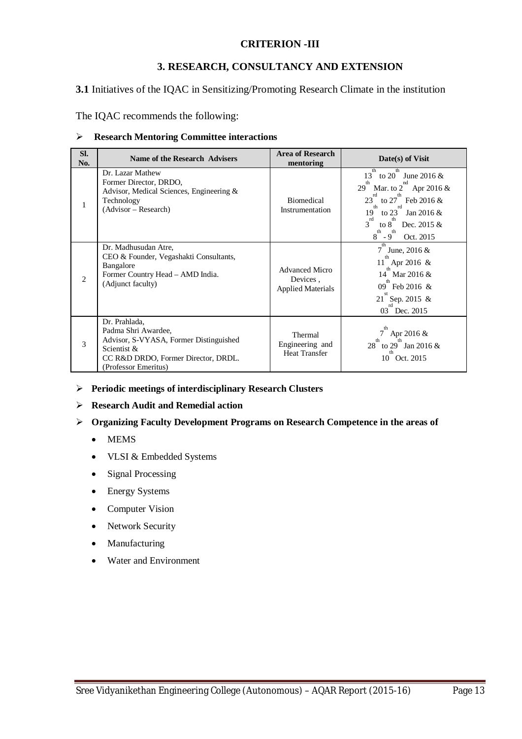**CRITERION -III**

## 3. RESEARCH, CONSULTANCY AND EXTENSION

**3.1** Initiatives of the IQAC in Sensitizing/Promoting Research Climate in the institution

The IQAC recommends the following:

- **Research Mentoring Committee interactions**

| Sl. No. | Name of the Research Advisers | Area of Research mentoring | Date(s) of Visit |
|---|---|---|---|
| 1 | Dr. Lazar Mathew<br>Former Director, DRDO,<br>Advisor, Medical Sciences, Engineering & Technology<br>(Advisor – Research) | Biomedical Instrumentation | 13th to 20th June 2016 &<br>29th Mar. to 2nd Apr 2016 &<br>23rd to 27th Feb 2016 &<br>19th to 23rd Jan 2016 &<br>3rd to 8th Dec. 2015 &<br>8th - 9th Oct. 2015 |
| 2 | Dr. Madhusudan Atre,<br>CEO & Founder, Vegashakti Consultants, Bangalore<br>Former Country Head – AMD India.<br>(Adjunct faculty) | Advanced Micro Devices , Applied Materials | 7th June, 2016 &<br>11th Apr 2016 &<br>14th Mar 2016 &<br>09th Feb 2016 &<br>21st Sep. 2015 &<br>03rd Dec. 2015 |
| 3 | Dr. Prahlada,<br>Padma Shri Awardee,<br>Advisor, S-VYASA, Former Distinguished Scientist &<br>CC R&D DRDO, Former Director, DRDL.<br>(Professor Emeritus) | Thermal Engineering and Heat Transfer | 7th Apr 2016 &<br>28th to 29th Jan 2016 &<br>10th Oct. 2015 |

- **Periodic meetings of interdisciplinary Research Clusters**
- **Research Audit and Remedial action**
- **Organizing Faculty Development Programs on Research Competence in the areas of**
  - MEMS
  - VLSI & Embedded Systems
  - Signal Processing
  - Energy Systems
  - Computer Vision
  - Network Security
  - Manufacturing
  - Water and Environment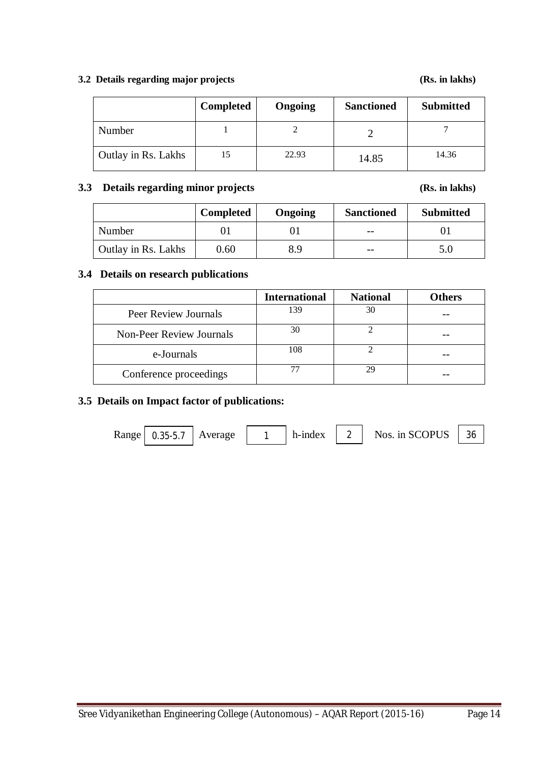**3.2 Details regarding major projects** **(Rs. in lakhs)**

| | Completed | Ongoing | Sanctioned | Submitted |
|---|---|---|---|---|
| Number | 1 | 2 | 2 | 7 |
| Outlay in Rs. Lakhs | 15 | 22.93 | 14.85 | 14.36 |

**3.3 Details regarding minor projects** **(Rs. in lakhs)**

| | Completed | Ongoing | Sanctioned | Submitted |
|---|---|---|---|---|
| Number | 01 | 01 | -- | 01 |
| Outlay in Rs. Lakhs | 0.60 | 8.9 | -- | 5.0 |

**3.4 Details on research publications**

| | International | National | Others |
|---|---|---|---|
| Peer Review Journals | 139 | 30 | -- |
| Non-Peer Review Journals | 30 | 2 | -- |
| e-Journals | 108 | 2 | -- |
| Conference proceedings | 77 | 29 | -- |

**3.5 Details on Impact factor of publications:**

Range 0.35-5.7 Average 1 h-index 2 Nos. in SCOPUS 36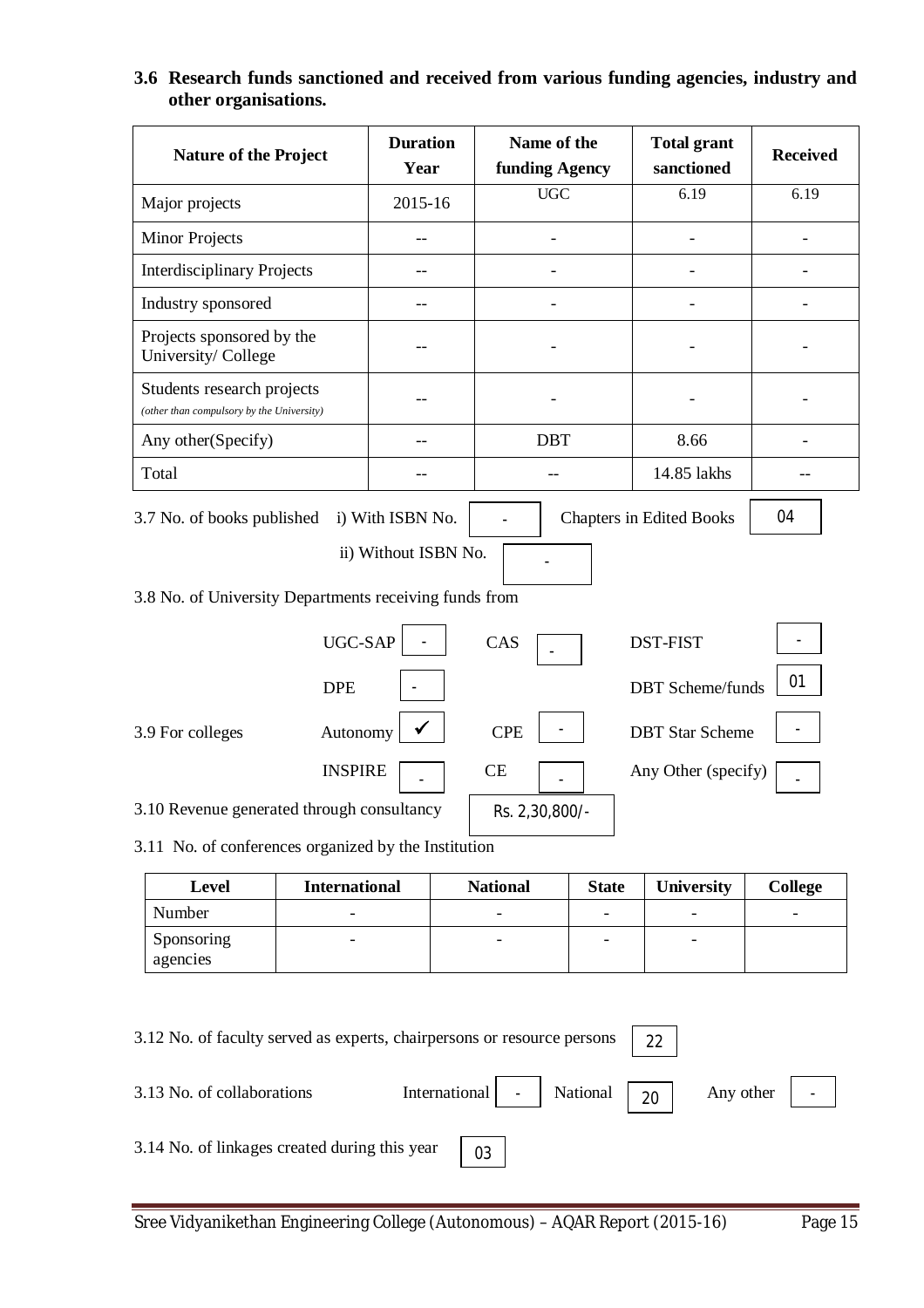**3.6 Research funds sanctioned and received from various funding agencies, industry and other organisations.**

| Nature of the Project | Duration Year | Name of the funding Agency | Total grant sanctioned | Received |
|---|---|---|---|---|
| Major projects | 2015-16 | UGC | 6.19 | 6.19 |
| Minor Projects | -- | - | - | - |
| Interdisciplinary Projects | -- | - | - | - |
| Industry sponsored | -- | - | - | - |
| Projects sponsored by the University/ College | -- | - | - | - |
| Students research projects *(other than compulsory by the University)* | -- | - | - | - |
| Any other(Specify) | -- | DBT | 8.66 | - |
| Total | -- | -- | 14.85 lakhs | -- |

3.7 No. of books published i) With ISBN No. - Chapters in Edited Books 04

ii) Without ISBN No. -

3.8 No. of University Departments receiving funds from

| | | | | | |
|---|---|---|---|---|---|
| UGC-SAP | - | CAS | - | DST-FIST | - |
| DPE | - | | | DBT Scheme/funds | 01 |

3.9 For colleges

| | | | | | |
|---|---|---|---|---|---|
| Autonomy | ✓ | CPE | - | DBT Star Scheme | - |
| INSPIRE | - | CE | - | Any Other (specify) | - |

3.10 Revenue generated through consultancy Rs. 2,30,800/-

3.11 No. of conferences organized by the Institution

| Level | International | National | State | University | College |
|---|---|---|---|---|---|
| Number | - | - | - | - | - |
| Sponsoring agencies | - | - | - | - | |

3.12 No. of faculty served as experts, chairpersons or resource persons 22

3.13 No. of collaborations International - National 20 Any other -

3.14 No. of linkages created during this year 03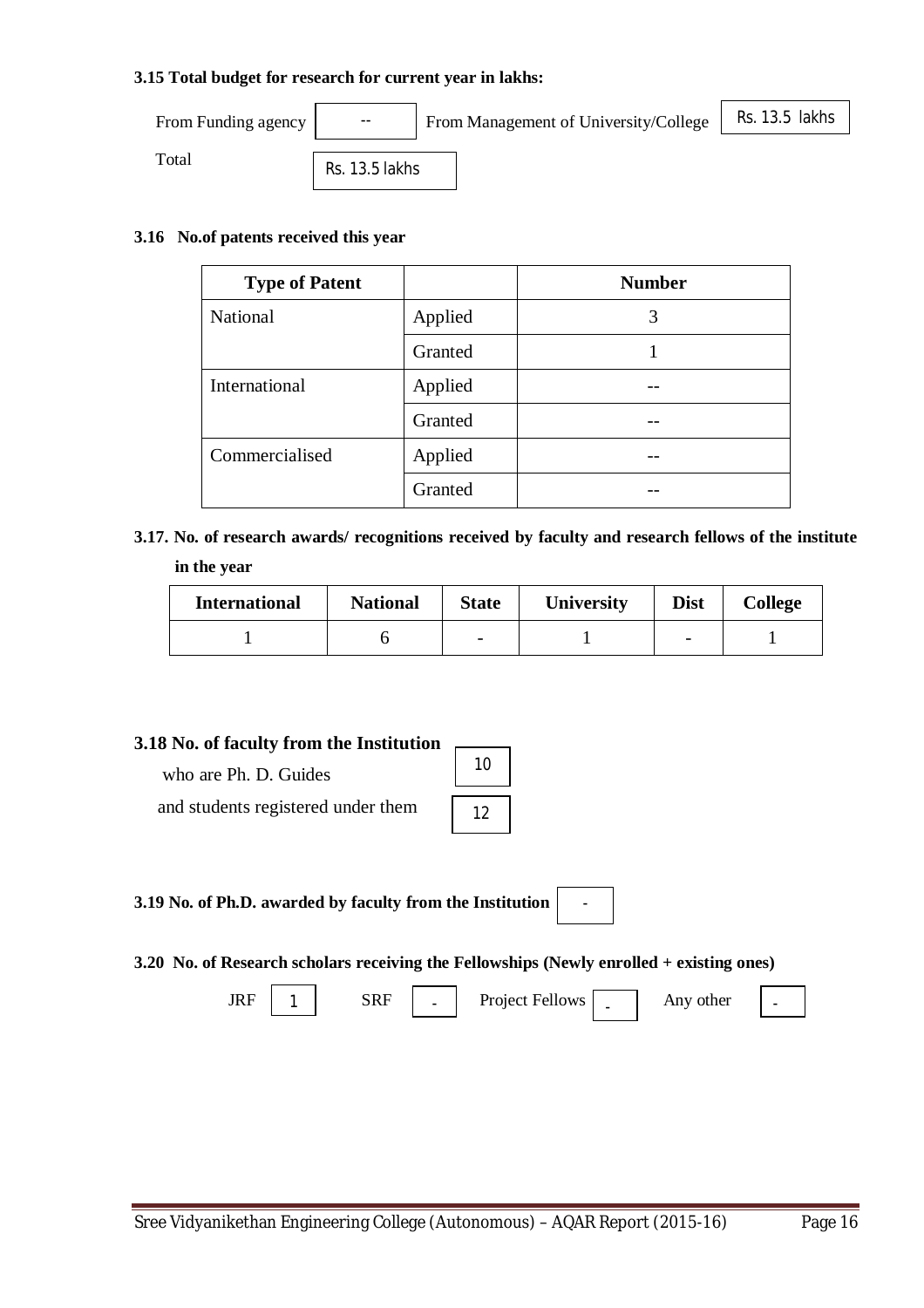**3.15 Total budget for research for current year in lakhs:**

From Funding agency: --

From Management of University/College: Rs. 13.5 lakhs

Total: Rs. 13.5 lakhs

**3.16 No.of patents received this year**

| Type of Patent | | Number |
|---|---|---|
| National | Applied | 3 |
| | Granted | 1 |
| International | Applied | -- |
| | Granted | -- |
| Commercialised | Applied | -- |
| | Granted | -- |

**3.17. No. of research awards/ recognitions received by faculty and research fellows of the institute in the year**

| International | National | State | University | Dist | College |
|---|---|---|---|---|---|
| 1 | 6 | - | 1 | - | 1 |

**3.18 No. of faculty from the Institution**

who are Ph. D. Guides: 10

and students registered under them: 12

**3.19 No. of Ph.D. awarded by faculty from the Institution**: -

**3.20 No. of Research scholars receiving the Fellowships (Newly enrolled + existing ones)**

JRF: 1 SRF: - Project Fellows: - Any other: -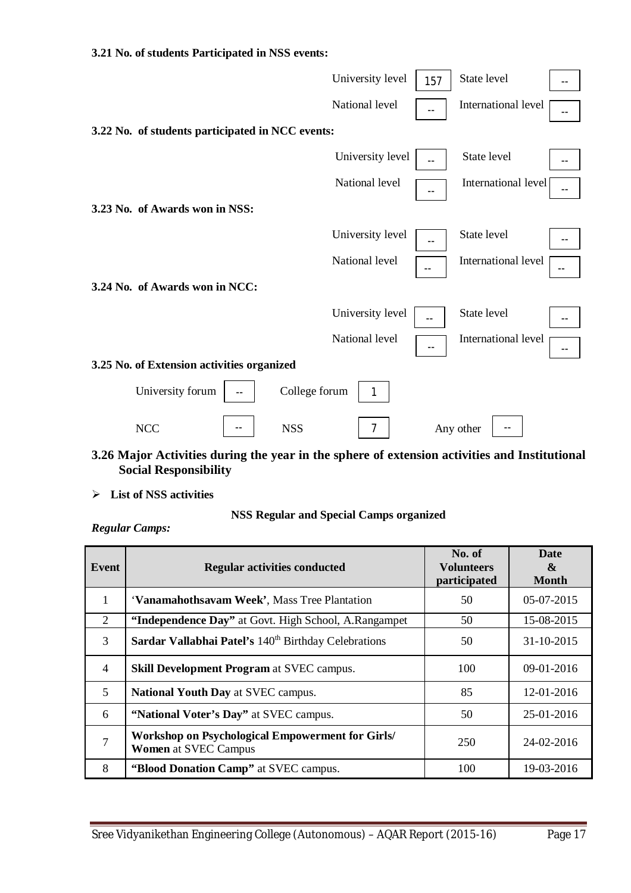**3.21 No. of students Participated in NSS events:**

| | | | |
|---|---|---|---|
| University level | 157 | State level | -- |
| National level | -- | International level | -- |

**3.22 No. of students participated in NCC events:**

| | | | |
|---|---|---|---|
| University level | -- | State level | -- |
| National level | -- | International level | -- |

**3.23 No. of Awards won in NSS:**

| | | | |
|---|---|---|---|
| University level | -- | State level | -- |
| National level | -- | International level | -- |

**3.24 No. of Awards won in NCC:**

| | | | |
|---|---|---|---|
| University level | -- | State level | -- |
| National level | -- | International level | -- |

**3.25 No. of Extension activities organized**

| | | | | | |
|---|---|---|---|---|---|
| University forum | -- | College forum | 1 | | |
| NCC | -- | NSS | 7 | Any other | -- |

### 3.26 Major Activities during the year in the sphere of extension activities and Institutional Social Responsibility

- **List of NSS activities**

**NSS Regular and Special Camps organized**

*Regular Camps:*

| Event | Regular activities conducted | No. of Volunteers participated | Date & Month |
|---|---|---|---|
| 1 | '**Vanamahothsavam Week'**, Mass Tree Plantation | 50 | 05-07-2015 |
| 2 | **"Independence Day"** at Govt. High School, A.Rangampet | 50 | 15-08-2015 |
| 3 | **Sardar Vallabhai Patel's** 140th Birthday Celebrations | 50 | 31-10-2015 |
| 4 | **Skill Development Program** at SVEC campus. | 100 | 09-01-2016 |
| 5 | **National Youth Day** at SVEC campus. | 85 | 12-01-2016 |
| 6 | **"National Voter's Day"** at SVEC campus. | 50 | 25-01-2016 |
| 7 | **Workshop on Psychological Empowerment for Girls/ Women** at SVEC Campus | 250 | 24-02-2016 |
| 8 | **"Blood Donation Camp"** at SVEC campus. | 100 | 19-03-2016 |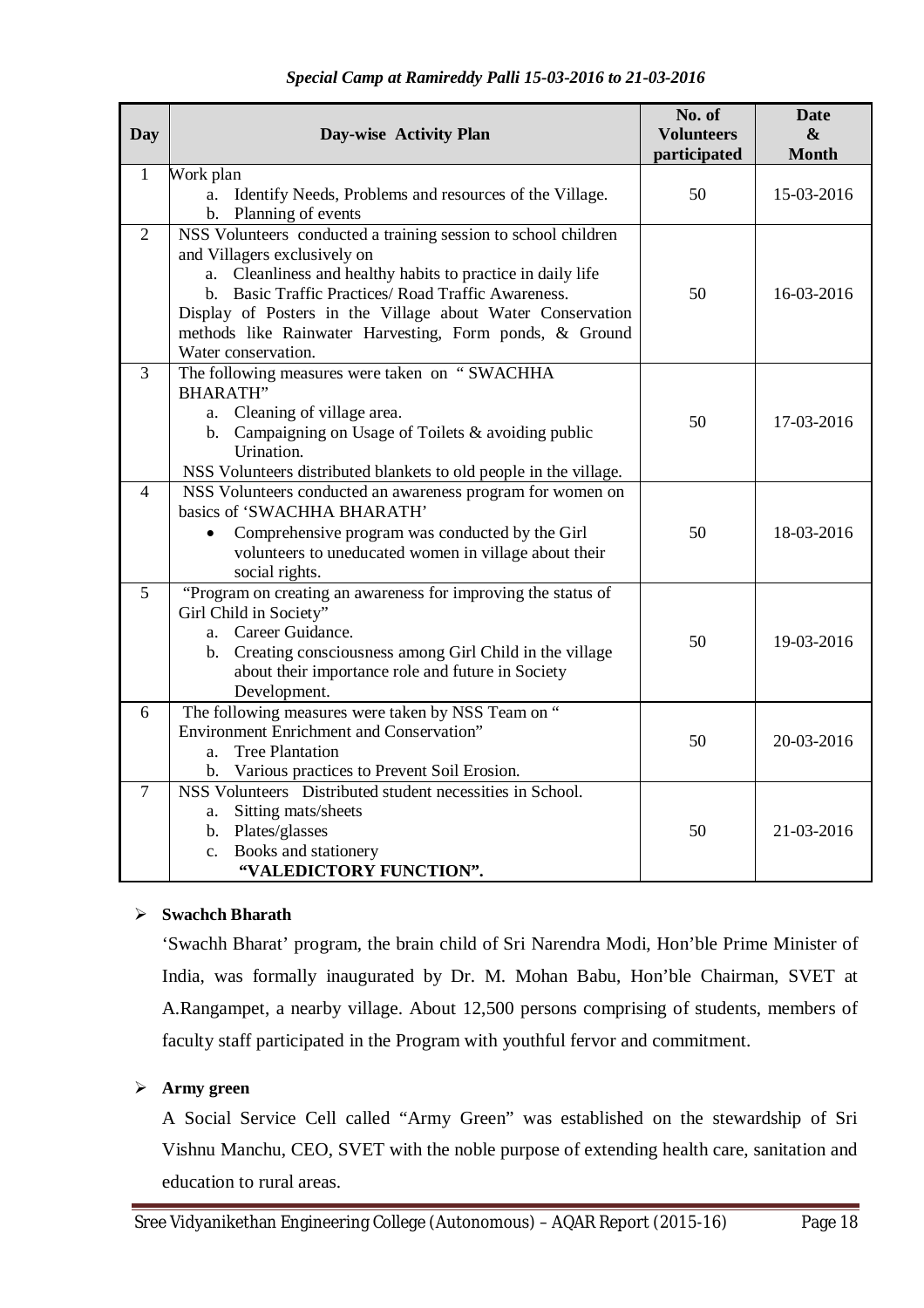*Special Camp at Ramireddy Palli 15-03-2016 to 21-03-2016*

| Day | Day-wise Activity Plan | No. of Volunteers participated | Date & Month |
|---|---|---|---|
| 1 | Work plan<br>a. Identify Needs, Problems and resources of the Village.<br>b. Planning of events | 50 | 15-03-2016 |
| 2 | NSS Volunteers conducted a training session to school children and Villagers exclusively on<br>a. Cleanliness and healthy habits to practice in daily life<br>b. Basic Traffic Practices/ Road Traffic Awareness.<br>Display of Posters in the Village about Water Conservation methods like Rainwater Harvesting, Form ponds, & Ground Water conservation. | 50 | 16-03-2016 |
| 3 | The following measures were taken on " SWACHHA BHARATH"<br>a. Cleaning of village area.<br>b. Campaigning on Usage of Toilets & avoiding public Urination.<br>NSS Volunteers distributed blankets to old people in the village. | 50 | 17-03-2016 |
| 4 | NSS Volunteers conducted an awareness program for women on basics of 'SWACHHA BHARATH'<br>• Comprehensive program was conducted by the Girl volunteers to uneducated women in village about their social rights. | 50 | 18-03-2016 |
| 5 | "Program on creating an awareness for improving the status of Girl Child in Society"<br>a. Career Guidance.<br>b. Creating consciousness among Girl Child in the village about their importance role and future in Society Development. | 50 | 19-03-2016 |
| 6 | The following measures were taken by NSS Team on " Environment Enrichment and Conservation"<br>a. Tree Plantation<br>b. Various practices to Prevent Soil Erosion. | 50 | 20-03-2016 |
| 7 | NSS Volunteers Distributed student necessities in School.<br>a. Sitting mats/sheets<br>b. Plates/glasses<br>c. Books and stationery<br>**"VALEDICTORY FUNCTION".** | 50 | 21-03-2016 |

- **Swachch Bharath**

  'Swachh Bharat' program, the brain child of Sri Narendra Modi, Hon'ble Prime Minister of India, was formally inaugurated by Dr. M. Mohan Babu, Hon'ble Chairman, SVET at A.Rangampet, a nearby village. About 12,500 persons comprising of students, members of faculty staff participated in the Program with youthful fervor and commitment.

- **Army green**

  A Social Service Cell called "Army Green" was established on the stewardship of Sri Vishnu Manchu, CEO, SVET with the noble purpose of extending health care, sanitation and education to rural areas.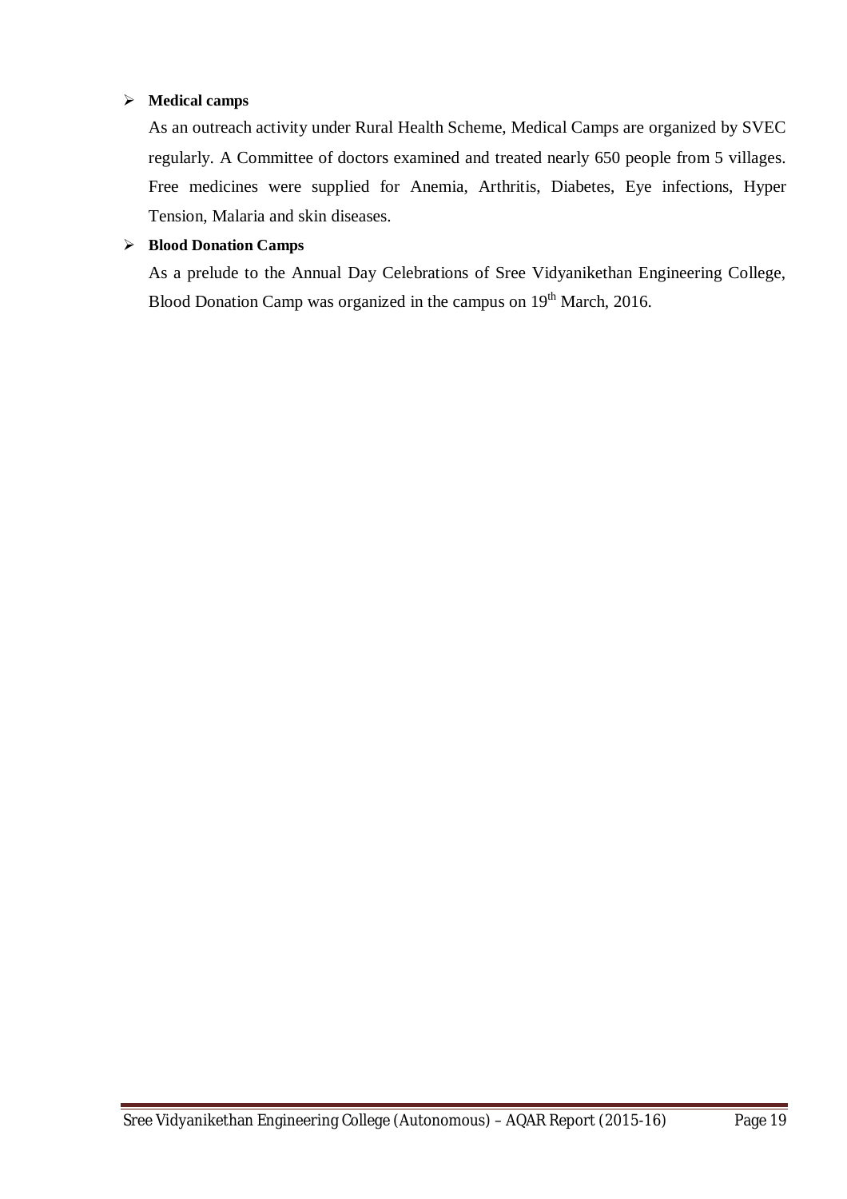- **Medical camps**

  As an outreach activity under Rural Health Scheme, Medical Camps are organized by SVEC regularly. A Committee of doctors examined and treated nearly 650 people from 5 villages. Free medicines were supplied for Anemia, Arthritis, Diabetes, Eye infections, Hyper Tension, Malaria and skin diseases.

- **Blood Donation Camps**

  As a prelude to the Annual Day Celebrations of Sree Vidyanikethan Engineering College, Blood Donation Camp was organized in the campus on 19th March, 2016.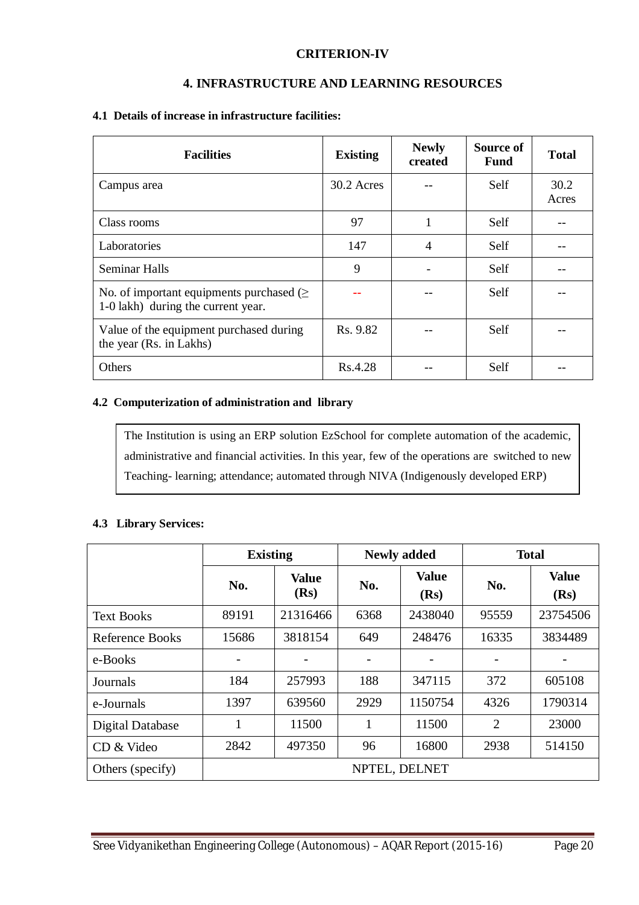## CRITERION-IV

## 4. INFRASTRUCTURE AND LEARNING RESOURCES

### 4.1 Details of increase in infrastructure facilities:

| Facilities | Existing | Newly created | Source of Fund | Total |
|---|---|---|---|---|
| Campus area | 30.2 Acres | -- | Self | 30.2 Acres |
| Class rooms | 97 | 1 | Self | -- |
| Laboratories | 147 | 4 | Self | -- |
| Seminar Halls | 9 | - | Self | -- |
| No. of important equipments purchased (≥ 1-0 lakh) during the current year. | -- | -- | Self | -- |
| Value of the equipment purchased during the year (Rs. in Lakhs) | Rs. 9.82 | -- | Self | -- |
| Others | Rs.4.28 | -- | Self | -- |

### 4.2 Computerization of administration and library

The Institution is using an ERP solution EzSchool for complete automation of the academic, administrative and financial activities. In this year, few of the operations are switched to new Teaching- learning; attendance; automated through NIVA (Indigenously developed ERP)

### 4.3 Library Services:

| | Existing | | Newly added | | Total | |
|---|---|---|---|---|---|---|
| | No. | Value (Rs) | No. | Value (Rs) | No. | Value (Rs) |
| Text Books | 89191 | 21316466 | 6368 | 2438040 | 95559 | 23754506 |
| Reference Books | 15686 | 3818154 | 649 | 248476 | 16335 | 3834489 |
| e-Books | - | - | - | - | - | - |
| Journals | 184 | 257993 | 188 | 347115 | 372 | 605108 |
| e-Journals | 1397 | 639560 | 2929 | 1150754 | 4326 | 1790314 |
| Digital Database | 1 | 11500 | 1 | 11500 | 2 | 23000 |
| CD & Video | 2842 | 497350 | 96 | 16800 | 2938 | 514150 |
| Others (specify) | NPTEL, DELNET | | | | | |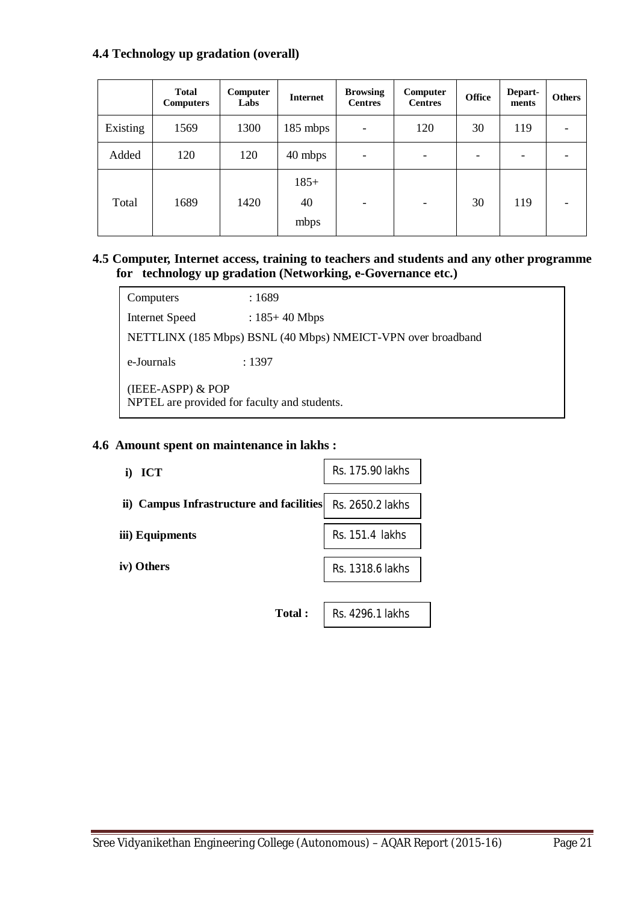### 4.4 Technology up gradation (overall)

| | Total Computers | Computer Labs | Internet | Browsing Centres | Computer Centres | Office | Depart-ments | Others |
|---|---|---|---|---|---|---|---|---|
| Existing | 1569 | 1300 | 185 mbps | - | 120 | 30 | 119 | - |
| Added | 120 | 120 | 40 mbps | - | - | - | - | - |
| Total | 1689 | 1420 | 185+ 40 mbps | - | - | 30 | 119 | - |

### 4.5 Computer, Internet access, training to teachers and students and any other programme for technology up gradation (Networking, e-Governance etc.)

Computers : 1689

Internet Speed : 185+ 40 Mbps

NETTLINX (185 Mbps) BSNL (40 Mbps) NMEICT-VPN over broadband

e-Journals : 1397

(IEEE-ASPP) & POP
NPTEL are provided for faculty and students.

### 4.6 Amount spent on maintenance in lakhs :

| | |
|---|---|
| **i) ICT** | Rs. 175.90 lakhs |
| **ii) Campus Infrastructure and facilities** | Rs. 2650.2 lakhs |
| **iii) Equipments** | Rs. 151.4 lakhs |
| **iv) Others** | Rs. 1318.6 lakhs |
| **Total :** | Rs. 4296.1 lakhs |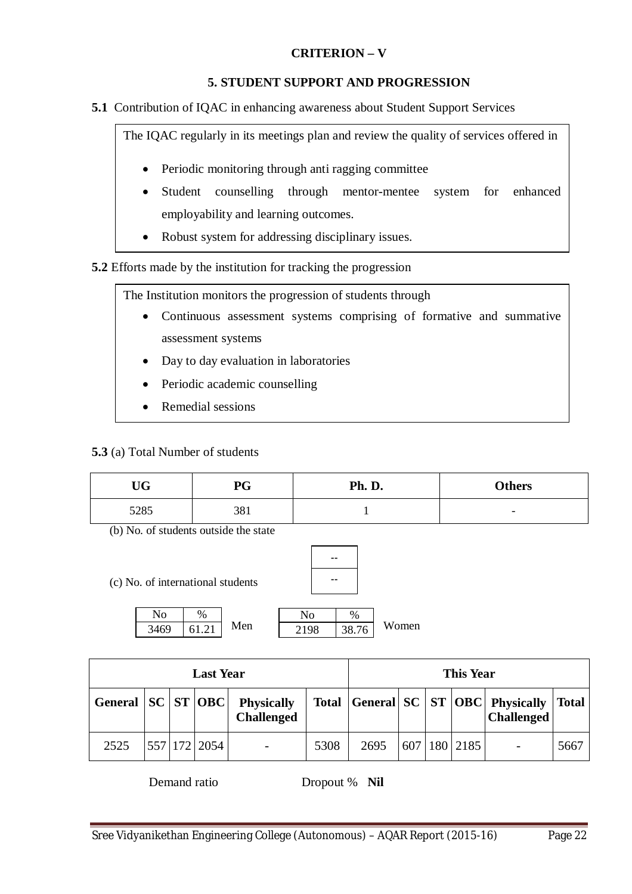**CRITERION – V**

## 5. STUDENT SUPPORT AND PROGRESSION

**5.1** Contribution of IQAC in enhancing awareness about Student Support Services

The IQAC regularly in its meetings plan and review the quality of services offered in

- Periodic monitoring through anti ragging committee
- Student counselling through mentor-mentee system for enhanced employability and learning outcomes.
- Robust system for addressing disciplinary issues.

**5.2** Efforts made by the institution for tracking the progression

The Institution monitors the progression of students through

- Continuous assessment systems comprising of formative and summative assessment systems
- Day to day evaluation in laboratories
- Periodic academic counselling
- Remedial sessions

**5.3** (a) Total Number of students

| UG | PG | Ph. D. | Others |
|---|---|---|---|
| 5285 | 381 | 1 | - |

(b) No. of students outside the state: --

(c) No. of international students: --

Men

| No | % |
|---|---|
| 3469 | 61.21 |

Women

| No | % |
|---|---|
| 2198 | 38.76 |

| Last Year | | | | | | This Year | | | | | |
|---|---|---|---|---|---|---|---|---|---|---|---|
| General | SC | ST | OBC | Physically Challenged | Total | General | SC | ST | OBC | Physically Challenged | Total |
| 2525 | 557 | 172 | 2054 | - | 5308 | 2695 | 607 | 180 | 2185 | - | 5667 |

Demand ratio Dropout % **Nil**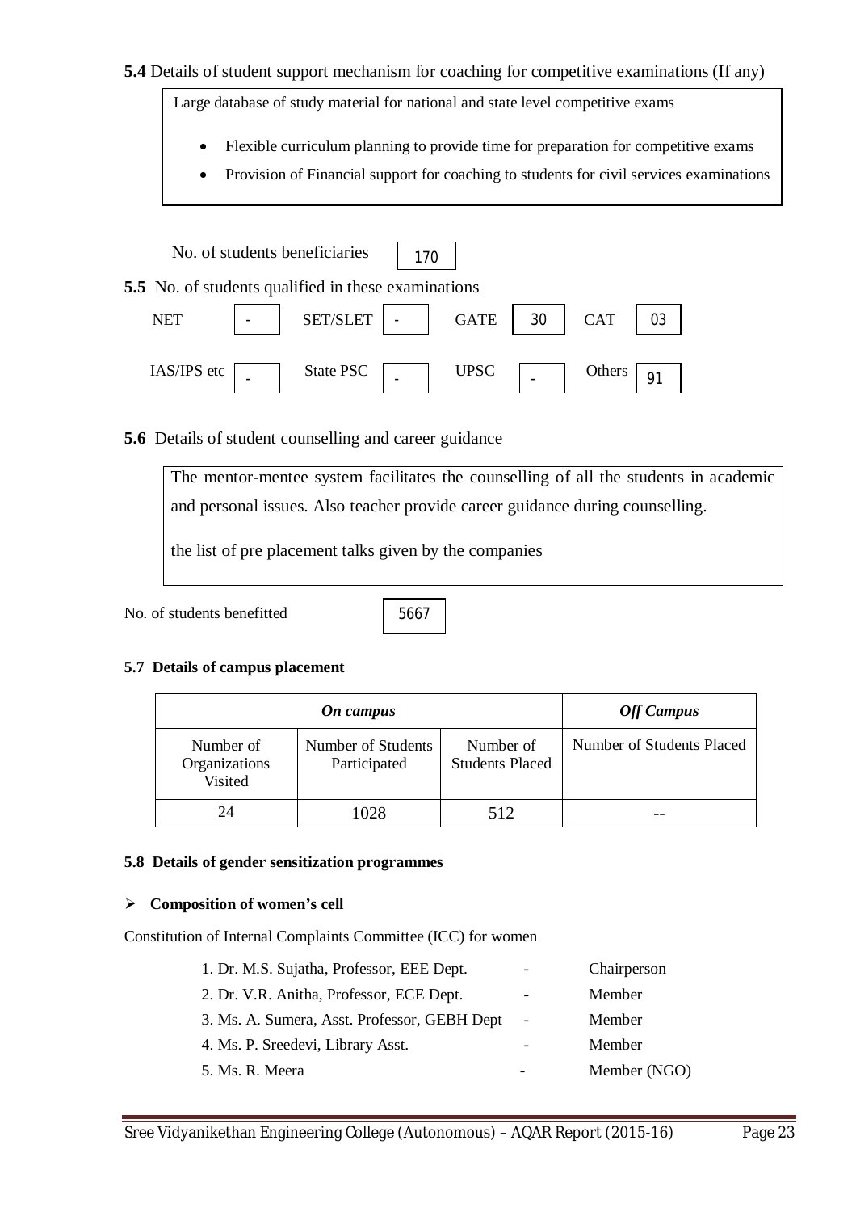**5.4** Details of student support mechanism for coaching for competitive examinations (If any)

Large database of study material for national and state level competitive exams

- Flexible curriculum planning to provide time for preparation for competitive exams
- Provision of Financial support for coaching to students for civil services examinations

No. of students beneficiaries: 170

**5.5** No. of students qualified in these examinations

| NET | SET/SLET | GATE | CAT |
|---|---|---|---|
| - | - | 30 | 03 |

| IAS/IPS etc | State PSC | UPSC | Others |
|---|---|---|---|
| - | - | - | 91 |

**5.6** Details of student counselling and career guidance

The mentor-mentee system facilitates the counselling of all the students in academic and personal issues. Also teacher provide career guidance during counselling.

the list of pre placement talks given by the companies

No. of students benefitted: 5667

**5.7 Details of campus placement**

| ***On campus*** | | | ***Off Campus*** |
|---|---|---|---|
| Number of Organizations Visited | Number of Students Participated | Number of Students Placed | Number of Students Placed |
| 24 | 1028 | 512 | -- |

**5.8 Details of gender sensitization programmes**

- **Composition of women's cell**

Constitution of Internal Complaints Committee (ICC) for women

1. Dr. M.S. Sujatha, Professor, EEE Dept. - Chairperson
2. Dr. V.R. Anitha, Professor, ECE Dept. - Member
3. Ms. A. Sumera, Asst. Professor, GEBH Dept - Member
4. Ms. P. Sreedevi, Library Asst. - Member
5. Ms. R. Meera - Member (NGO)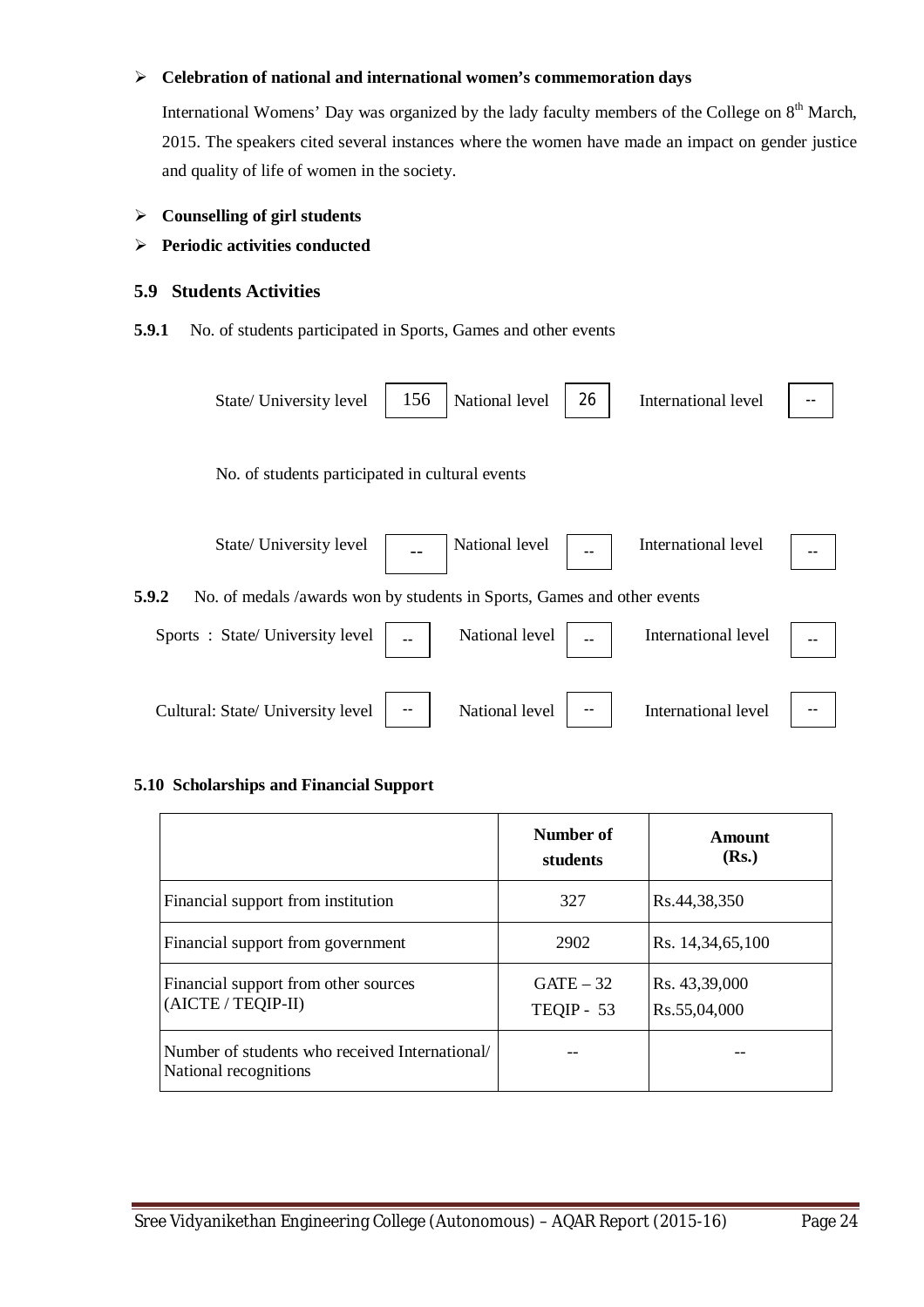- **Celebration of national and international women's commemoration days**

  International Womens' Day was organized by the lady faculty members of the College on 8th March, 2015. The speakers cited several instances where the women have made an impact on gender justice and quality of life of women in the society.

- **Counselling of girl students**
- **Periodic activities conducted**

### 5.9 Students Activities

**5.9.1** No. of students participated in Sports, Games and other events

| State/ University level | National level | International level |
|---|---|---|
| 156 | 26 | -- |

No. of students participated in cultural events

| State/ University level | National level | International level |
|---|---|---|
| -- | -- | -- |

**5.9.2** No. of medals /awards won by students in Sports, Games and other events

| | State/ University level | National level | International level |
|---|---|---|---|
| Sports | -- | -- | -- |
| Cultural | -- | -- | -- |

#### 5.10 Scholarships and Financial Support

| | Number of students | Amount (Rs.) |
|---|---|---|
| Financial support from institution | 327 | Rs.44,38,350 |
| Financial support from government | 2902 | Rs. 14,34,65,100 |
| Financial support from other sources (AICTE / TEQIP-II) | GATE – 32<br>TEQIP - 53 | Rs. 43,39,000<br>Rs.55,04,000 |
| Number of students who received International/ National recognitions | -- | -- |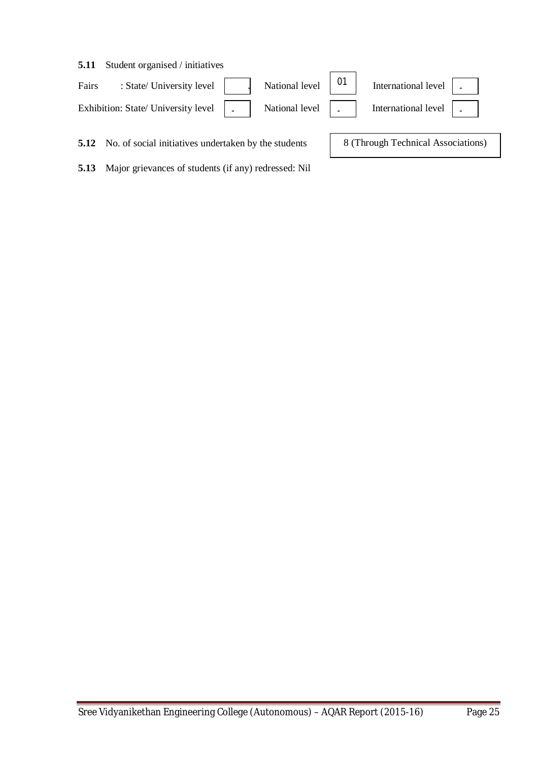**5.11** Student organised / initiatives

| | State/ University level | National level | International level |
|---|---|---|---|
| Fairs | - | 01 | - |
| Exhibition | - | - | - |

**5.12** No. of social initiatives undertaken by the students: 8 (Through Technical Associations)

**5.13** Major grievances of students (if any) redressed: Nil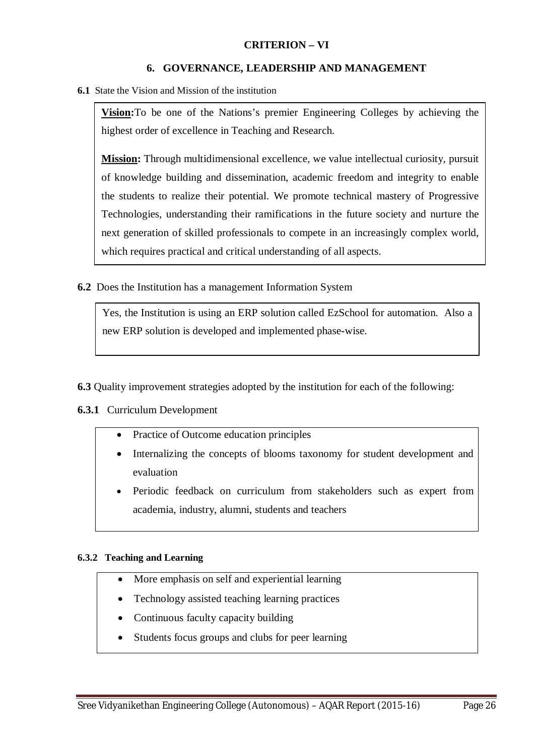## CRITERION – VI

## 6. GOVERNANCE, LEADERSHIP AND MANAGEMENT

**6.1** State the Vision and Mission of the institution

**Vision:** To be one of the Nations's premier Engineering Colleges by achieving the highest order of excellence in Teaching and Research.

**Mission:** Through multidimensional excellence, we value intellectual curiosity, pursuit of knowledge building and dissemination, academic freedom and integrity to enable the students to realize their potential. We promote technical mastery of Progressive Technologies, understanding their ramifications in the future society and nurture the next generation of skilled professionals to compete in an increasingly complex world, which requires practical and critical understanding of all aspects.

**6.2** Does the Institution has a management Information System

Yes, the Institution is using an ERP solution called EzSchool for automation. Also a new ERP solution is developed and implemented phase-wise.

**6.3** Quality improvement strategies adopted by the institution for each of the following:

**6.3.1** Curriculum Development

- Practice of Outcome education principles
- Internalizing the concepts of blooms taxonomy for student development and evaluation
- Periodic feedback on curriculum from stakeholders such as expert from academia, industry, alumni, students and teachers

**6.3.2 Teaching and Learning**

- More emphasis on self and experiential learning
- Technology assisted teaching learning practices
- Continuous faculty capacity building
- Students focus groups and clubs for peer learning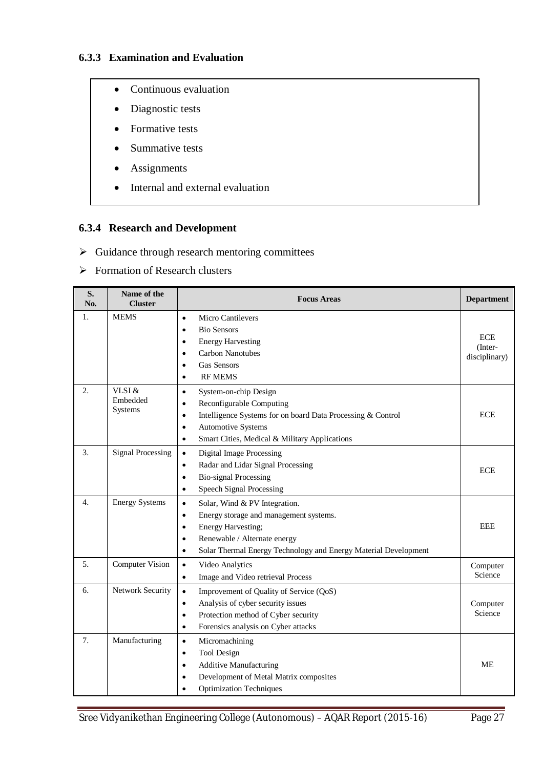### 6.3.3 Examination and Evaluation

- Continuous evaluation
- Diagnostic tests
- Formative tests
- Summative tests
- Assignments
- Internal and external evaluation

### 6.3.4 Research and Development

- Guidance through research mentoring committees
- Formation of Research clusters

| S. No. | Name of the Cluster | Focus Areas | Department |
|---|---|---|---|
| 1. | MEMS | • Micro Cantilevers<br>• Bio Sensors<br>• Energy Harvesting<br>• Carbon Nanotubes<br>• Gas Sensors<br>• RF MEMS | ECE (Inter-disciplinary) |
| 2. | VLSI & Embedded Systems | • System-on-chip Design<br>• Reconfigurable Computing<br>• Intelligence Systems for on board Data Processing & Control<br>• Automotive Systems<br>• Smart Cities, Medical & Military Applications | ECE |
| 3. | Signal Processing | • Digital Image Processing<br>• Radar and Lidar Signal Processing<br>• Bio-signal Processing<br>• Speech Signal Processing | ECE |
| 4. | Energy Systems | • Solar, Wind & PV Integration.<br>• Energy storage and management systems.<br>• Energy Harvesting;<br>• Renewable / Alternate energy<br>• Solar Thermal Energy Technology and Energy Material Development | EEE |
| 5. | Computer Vision | • Video Analytics<br>• Image and Video retrieval Process | Computer Science |
| 6. | Network Security | • Improvement of Quality of Service (QoS)<br>• Analysis of cyber security issues<br>• Protection method of Cyber security<br>• Forensics analysis on Cyber attacks | Computer Science |
| 7. | Manufacturing | • Micromachining<br>• Tool Design<br>• Additive Manufacturing<br>• Development of Metal Matrix composites<br>• Optimization Techniques | ME |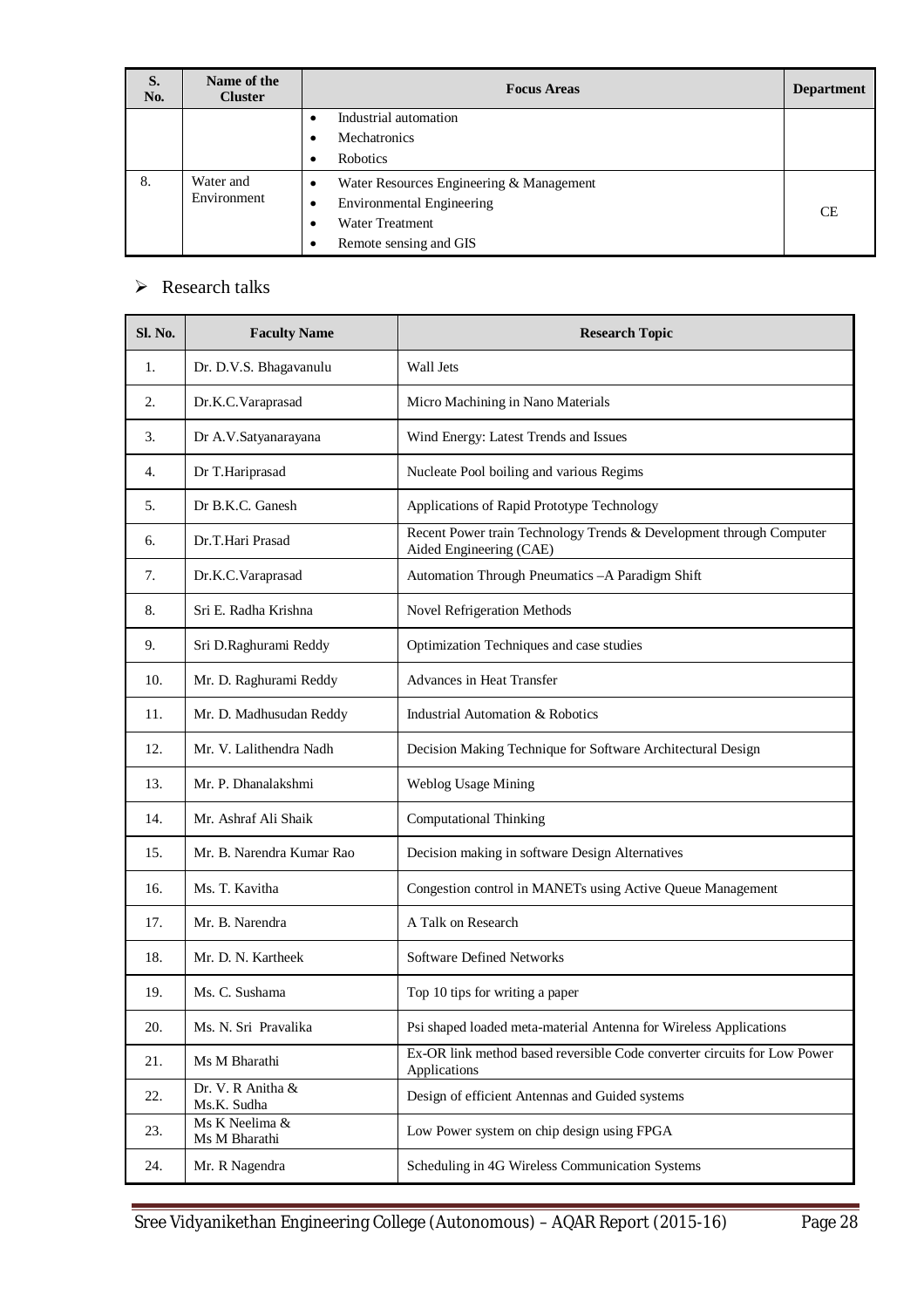| S. No. | Name of the Cluster | Focus Areas | Department |
|---|---|---|---|
| | | • Industrial automation<br>• Mechatronics<br>• Robotics | |
| 8. | Water and Environment | • Water Resources Engineering & Management<br>• Environmental Engineering<br>• Water Treatment<br>• Remote sensing and GIS | CE |

➢ Research talks

| Sl. No. | Faculty Name | Research Topic |
|---|---|---|
| 1. | Dr. D.V.S. Bhagavanulu | Wall Jets |
| 2. | Dr.K.C.Varaprasad | Micro Machining in Nano Materials |
| 3. | Dr A.V.Satyanarayana | Wind Energy: Latest Trends and Issues |
| 4. | Dr T.Hariprasad | Nucleate Pool boiling and various Regims |
| 5. | Dr B.K.C. Ganesh | Applications of Rapid Prototype Technology |
| 6. | Dr.T.Hari Prasad | Recent Power train Technology Trends & Development through Computer Aided Engineering (CAE) |
| 7. | Dr.K.C.Varaprasad | Automation Through Pneumatics –A Paradigm Shift |
| 8. | Sri E. Radha Krishna | Novel Refrigeration Methods |
| 9. | Sri D.Raghurami Reddy | Optimization Techniques and case studies |
| 10. | Mr. D. Raghurami Reddy | Advances in Heat Transfer |
| 11. | Mr. D. Madhusudan Reddy | Industrial Automation & Robotics |
| 12. | Mr. V. Lalithendra Nadh | Decision Making Technique for Software Architectural Design |
| 13. | Mr. P. Dhanalakshmi | Weblog Usage Mining |
| 14. | Mr. Ashraf Ali Shaik | Computational Thinking |
| 15. | Mr. B. Narendra Kumar Rao | Decision making in software Design Alternatives |
| 16. | Ms. T. Kavitha | Congestion control in MANETs using Active Queue Management |
| 17. | Mr. B. Narendra | A Talk on Research |
| 18. | Mr. D. N. Kartheek | Software Defined Networks |
| 19. | Ms. C. Sushama | Top 10 tips for writing a paper |
| 20. | Ms. N. Sri Pravalika | Psi shaped loaded meta-material Antenna for Wireless Applications |
| 21. | Ms M Bharathi | Ex-OR link method based reversible Code converter circuits for Low Power Applications |
| 22. | Dr. V. R Anitha & Ms.K. Sudha | Design of efficient Antennas and Guided systems |
| 23. | Ms K Neelima & Ms M Bharathi | Low Power system on chip design using FPGA |
| 24. | Mr. R Nagendra | Scheduling in 4G Wireless Communication Systems |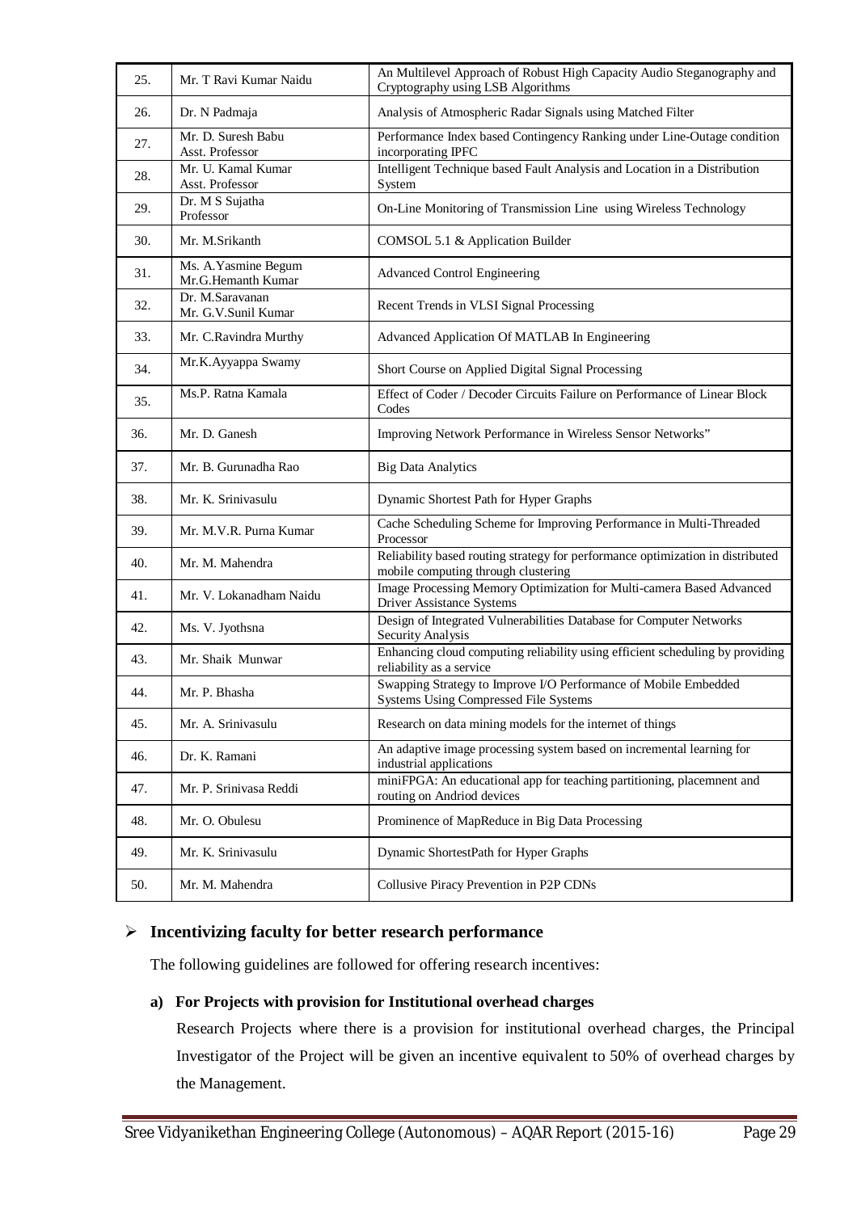| 25. | Mr. T Ravi Kumar Naidu | An Multilevel Approach of Robust High Capacity Audio Steganography and Cryptography using LSB Algorithms |
|---|---|---|
| 26. | Dr. N Padmaja | Analysis of Atmospheric Radar Signals using Matched Filter |
| 27. | Mr. D. Suresh Babu Asst. Professor | Performance Index based Contingency Ranking under Line-Outage condition incorporating IPFC |
| 28. | Mr. U. Kamal Kumar Asst. Professor | Intelligent Technique based Fault Analysis and Location in a Distribution System |
| 29. | Dr. M S Sujatha Professor | On-Line Monitoring of Transmission Line using Wireless Technology |
| 30. | Mr. M.Srikanth | COMSOL 5.1 & Application Builder |
| 31. | Ms. A.Yasmine Begum Mr.G.Hemanth Kumar | Advanced Control Engineering |
| 32. | Dr. M.Saravanan Mr. G.V.Sunil Kumar | Recent Trends in VLSI Signal Processing |
| 33. | Mr. C.Ravindra Murthy | Advanced Application Of MATLAB In Engineering |
| 34. | Mr.K.Ayyappa Swamy | Short Course on Applied Digital Signal Processing |
| 35. | Ms.P. Ratna Kamala | Effect of Coder / Decoder Circuits Failure on Performance of Linear Block Codes |
| 36. | Mr. D. Ganesh | Improving Network Performance in Wireless Sensor Networks" |
| 37. | Mr. B. Gurunadha Rao | Big Data Analytics |
| 38. | Mr. K. Srinivasulu | Dynamic Shortest Path for Hyper Graphs |
| 39. | Mr. M.V.R. Purna Kumar | Cache Scheduling Scheme for Improving Performance in Multi-Threaded Processor |
| 40. | Mr. M. Mahendra | Reliability based routing strategy for performance optimization in distributed mobile computing through clustering |
| 41. | Mr. V. Lokanadham Naidu | Image Processing Memory Optimization for Multi-camera Based Advanced Driver Assistance Systems |
| 42. | Ms. V. Jyothsna | Design of Integrated Vulnerabilities Database for Computer Networks Security Analysis |
| 43. | Mr. Shaik Munwar | Enhancing cloud computing reliability using efficient scheduling by providing reliability as a service |
| 44. | Mr. P. Bhasha | Swapping Strategy to Improve I/O Performance of Mobile Embedded Systems Using Compressed File Systems |
| 45. | Mr. A. Srinivasulu | Research on data mining models for the internet of things |
| 46. | Dr. K. Ramani | An adaptive image processing system based on incremental learning for industrial applications |
| 47. | Mr. P. Srinivasa Reddi | miniFPGA: An educational app for teaching partitioning, placemnent and routing on Andriod devices |
| 48. | Mr. O. Obulesu | Prominence of MapReduce in Big Data Processing |
| 49. | Mr. K. Srinivasulu | Dynamic ShortestPath for Hyper Graphs |
| 50. | Mr. M. Mahendra | Collusive Piracy Prevention in P2P CDNs |

- **Incentivizing faculty for better research performance**

  The following guidelines are followed for offering research incentives:

  **a) For Projects with provision for Institutional overhead charges**

  Research Projects where there is a provision for institutional overhead charges, the Principal Investigator of the Project will be given an incentive equivalent to 50% of overhead charges by the Management.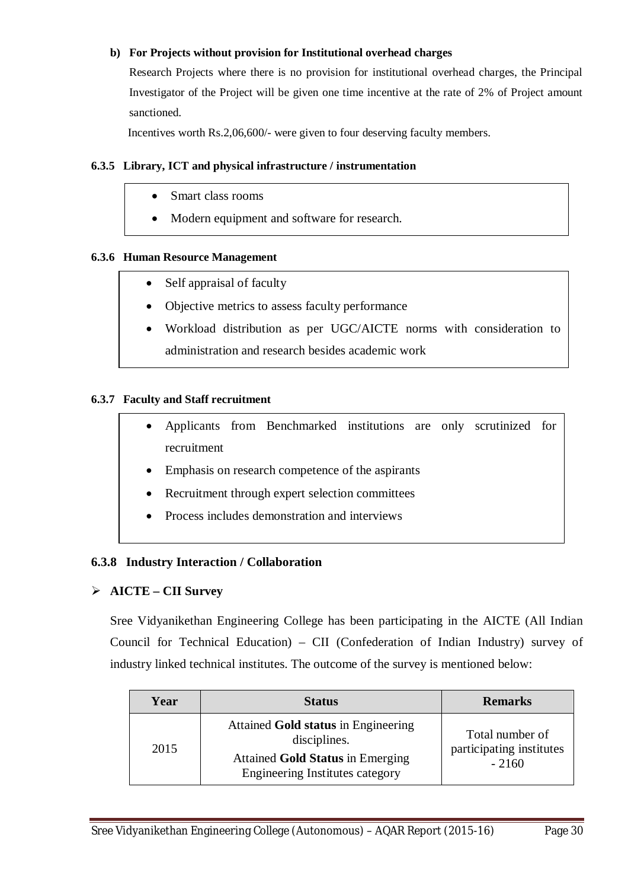**b) For Projects without provision for Institutional overhead charges**

Research Projects where there is no provision for institutional overhead charges, the Principal Investigator of the Project will be given one time incentive at the rate of 2% of Project amount sanctioned.

Incentives worth Rs.2,06,600/- were given to four deserving faculty members.

### 6.3.5 Library, ICT and physical infrastructure / instrumentation

- Smart class rooms
- Modern equipment and software for research.

### 6.3.6 Human Resource Management

- Self appraisal of faculty
- Objective metrics to assess faculty performance
- Workload distribution as per UGC/AICTE norms with consideration to administration and research besides academic work

### 6.3.7 Faculty and Staff recruitment

- Applicants from Benchmarked institutions are only scrutinized for recruitment
- Emphasis on research competence of the aspirants
- Recruitment through expert selection committees
- Process includes demonstration and interviews

### 6.3.8 Industry Interaction / Collaboration

- **AICTE – CII Survey**

Sree Vidyanikethan Engineering College has been participating in the AICTE (All Indian Council for Technical Education) – CII (Confederation of Indian Industry) survey of industry linked technical institutes. The outcome of the survey is mentioned below:

| Year | Status | Remarks |
|---|---|---|
| 2015 | Attained **Gold status** in Engineering disciplines. Attained **Gold Status** in Emerging Engineering Institutes category | Total number of participating institutes - 2160 |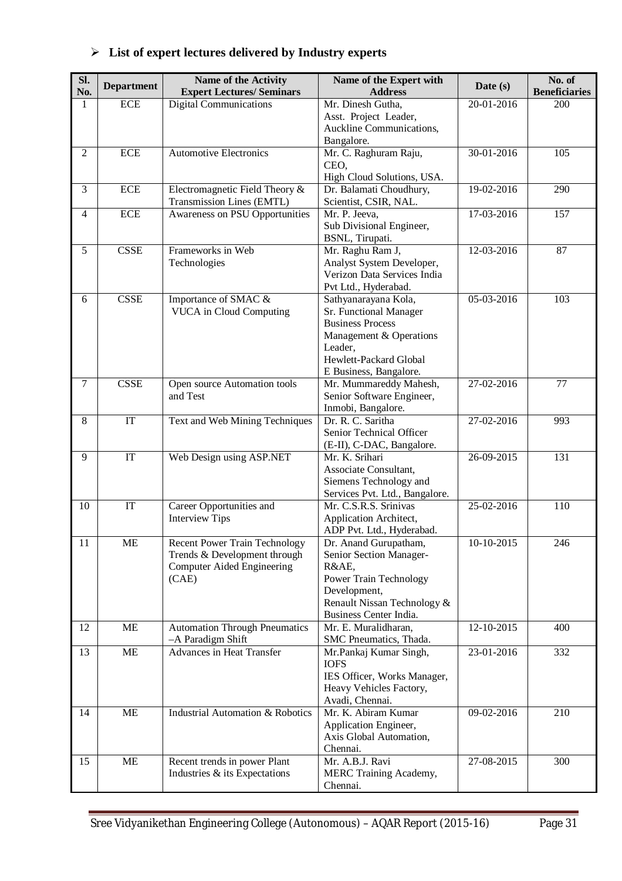- **List of expert lectures delivered by Industry experts**

| Sl. No. | Department | Name of the Activity Expert Lectures/ Seminars | Name of the Expert with Address | Date (s) | No. of Beneficiaries |
|---|---|---|---|---|---|
| 1 | ECE | Digital Communications | Mr. Dinesh Gutha, Asst. Project Leader, Auckline Communications, Bangalore. | 20-01-2016 | 200 |
| 2 | ECE | Automotive Electronics | Mr. C. Raghuram Raju, CEO, High Cloud Solutions, USA. | 30-01-2016 | 105 |
| 3 | ECE | Electromagnetic Field Theory & Transmission Lines (EMTL) | Dr. Balamati Choudhury, Scientist, CSIR, NAL. | 19-02-2016 | 290 |
| 4 | ECE | Awareness on PSU Opportunities | Mr. P. Jeeva, Sub Divisional Engineer, BSNL, Tirupati. | 17-03-2016 | 157 |
| 5 | CSSE | Frameworks in Web Technologies | Mr. Raghu Ram J, Analyst System Developer, Verizon Data Services India Pvt Ltd., Hyderabad. | 12-03-2016 | 87 |
| 6 | CSSE | Importance of SMAC & VUCA in Cloud Computing | Sathyanarayana Kola, Sr. Functional Manager Business Process Management & Operations Leader, Hewlett-Packard Global E Business, Bangalore. | 05-03-2016 | 103 |
| 7 | CSSE | Open source Automation tools and Test | Mr. Mummareddy Mahesh, Senior Software Engineer, Inmobi, Bangalore. | 27-02-2016 | 77 |
| 8 | IT | Text and Web Mining Techniques | Dr. R. C. Saritha Senior Technical Officer (E-II), C-DAC, Bangalore. | 27-02-2016 | 993 |
| 9 | IT | Web Design using ASP.NET | Mr. K. Srihari Associate Consultant, Siemens Technology and Services Pvt. Ltd., Bangalore. | 26-09-2015 | 131 |
| 10 | IT | Career Opportunities and Interview Tips | Mr. C.S.R.S. Srinivas Application Architect, ADP Pvt. Ltd., Hyderabad. | 25-02-2016 | 110 |
| 11 | ME | Recent Power Train Technology Trends & Development through Computer Aided Engineering (CAE) | Dr. Anand Gurupatham, Senior Section Manager-R&AE, Power Train Technology Development, Renault Nissan Technology & Business Center India. | 10-10-2015 | 246 |
| 12 | ME | Automation Through Pneumatics –A Paradigm Shift | Mr. E. Muralidharan, SMC Pneumatics, Thada. | 12-10-2015 | 400 |
| 13 | ME | Advances in Heat Transfer | Mr.Pankaj Kumar Singh, IOFS IES Officer, Works Manager, Heavy Vehicles Factory, Avadi, Chennai. | 23-01-2016 | 332 |
| 14 | ME | Industrial Automation & Robotics | Mr. K. Abiram Kumar Application Engineer, Axis Global Automation, Chennai. | 09-02-2016 | 210 |
| 15 | ME | Recent trends in power Plant Industries & its Expectations | Mr. A.B.J. Ravi MERC Training Academy, Chennai. | 27-08-2015 | 300 |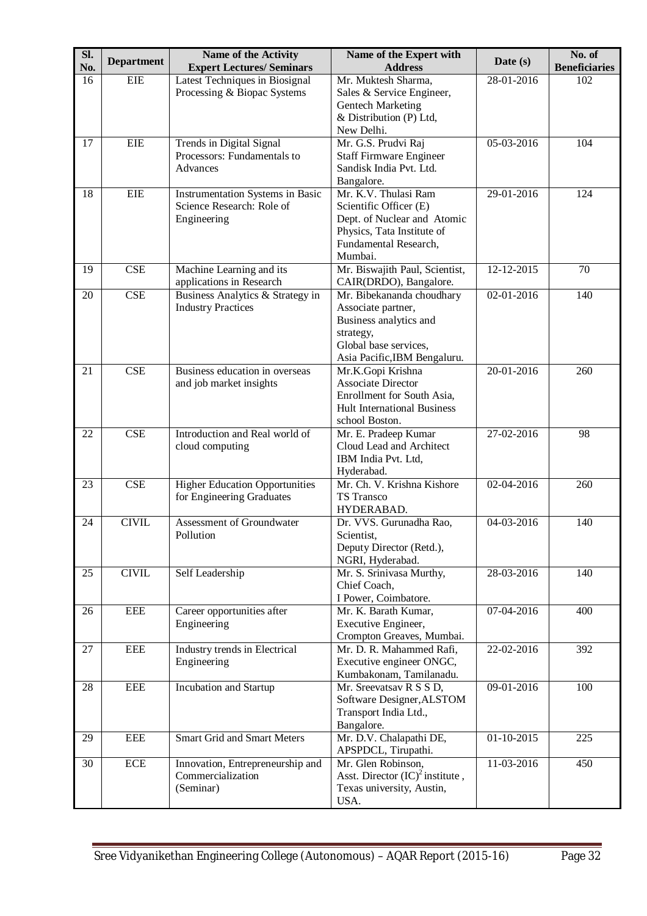| Sl. No. | Department | Name of the Activity Expert Lectures/ Seminars | Name of the Expert with Address | Date (s) | No. of Beneficiaries |
|---|---|---|---|---|---|
| 16 | EIE | Latest Techniques in Biosignal Processing & Biopac Systems | Mr. Muktesh Sharma, Sales & Service Engineer, Gentech Marketing & Distribution (P) Ltd, New Delhi. | 28-01-2016 | 102 |
| 17 | EIE | Trends in Digital Signal Processors: Fundamentals to Advances | Mr. G.S. Prudvi Raj Staff Firmware Engineer Sandisk India Pvt. Ltd. Bangalore. | 05-03-2016 | 104 |
| 18 | EIE | Instrumentation Systems in Basic Science Research: Role of Engineering | Mr. K.V. Thulasi Ram Scientific Officer (E) Dept. of Nuclear and Atomic Physics, Tata Institute of Fundamental Research, Mumbai. | 29-01-2016 | 124 |
| 19 | CSE | Machine Learning and its applications in Research | Mr. Biswajith Paul, Scientist, CAIR(DRDO), Bangalore. | 12-12-2015 | 70 |
| 20 | CSE | Business Analytics & Strategy in Industry Practices | Mr. Bibekananda choudhary Associate partner, Business analytics and strategy, Global base services, Asia Pacific,IBM Bengaluru. | 02-01-2016 | 140 |
| 21 | CSE | Business education in overseas and job market insights | Mr.K.Gopi Krishna Associate Director Enrollment for South Asia, Hult International Business school Boston. | 20-01-2016 | 260 |
| 22 | CSE | Introduction and Real world of cloud computing | Mr. E. Pradeep Kumar Cloud Lead and Architect IBM India Pvt. Ltd, Hyderabad. | 27-02-2016 | 98 |
| 23 | CSE | Higher Education Opportunities for Engineering Graduates | Mr. Ch. V. Krishna Kishore TS Transco HYDERABAD. | 02-04-2016 | 260 |
| 24 | CIVIL | Assessment of Groundwater Pollution | Dr. VVS. Gurunadha Rao, Scientist, Deputy Director (Retd.), NGRI, Hyderabad. | 04-03-2016 | 140 |
| 25 | CIVIL | Self Leadership | Mr. S. Srinivasa Murthy, Chief Coach, I Power, Coimbatore. | 28-03-2016 | 140 |
| 26 | EEE | Career opportunities after Engineering | Mr. K. Barath Kumar, Executive Engineer, Crompton Greaves, Mumbai. | 07-04-2016 | 400 |
| 27 | EEE | Industry trends in Electrical Engineering | Mr. D. R. Mahammed Rafi, Executive engineer ONGC, Kumbakonam, Tamilanadu. | 22-02-2016 | 392 |
| 28 | EEE | Incubation and Startup | Mr. Sreevatsav R S S D, Software Designer,ALSTOM Transport India Ltd., Bangalore. | 09-01-2016 | 100 |
| 29 | EEE | Smart Grid and Smart Meters | Mr. D.V. Chalapathi DE, APSPDCL, Tirupathi. | 01-10-2015 | 225 |
| 30 | ECE | Innovation, Entrepreneurship and Commercialization (Seminar) | Mr. Glen Robinson, Asst. Director $(IC)^2$ institute , Texas university, Austin, USA. | 11-03-2016 | 450 |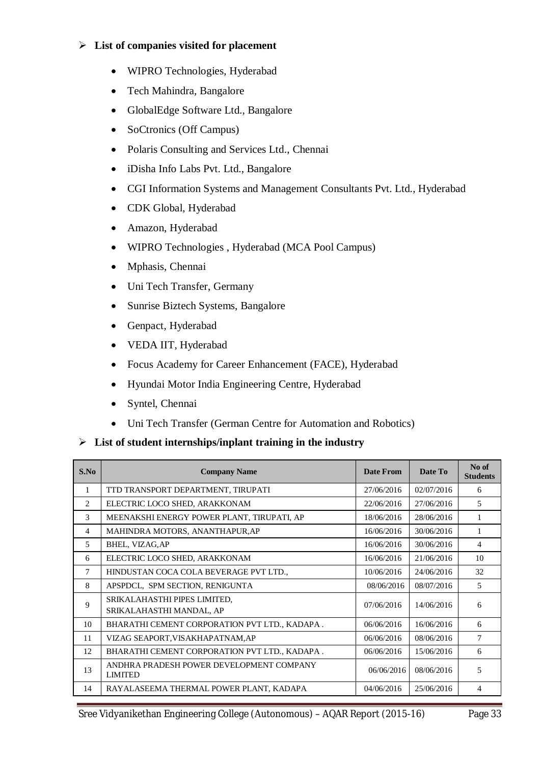- **List of companies visited for placement**
  - WIPRO Technologies, Hyderabad
  - Tech Mahindra, Bangalore
  - GlobalEdge Software Ltd., Bangalore
  - SoCtronics (Off Campus)
  - Polaris Consulting and Services Ltd., Chennai
  - iDisha Info Labs Pvt. Ltd., Bangalore
  - CGI Information Systems and Management Consultants Pvt. Ltd., Hyderabad
  - CDK Global, Hyderabad
  - Amazon, Hyderabad
  - WIPRO Technologies , Hyderabad (MCA Pool Campus)
  - Mphasis, Chennai
  - Uni Tech Transfer, Germany
  - Sunrise Biztech Systems, Bangalore
  - Genpact, Hyderabad
  - VEDA IIT, Hyderabad
  - Focus Academy for Career Enhancement (FACE), Hyderabad
  - Hyundai Motor India Engineering Centre, Hyderabad
  - Syntel, Chennai
  - Uni Tech Transfer (German Centre for Automation and Robotics)

- **List of student internships/inplant training in the industry**

| S.No | Company Name | Date From | Date To | No of Students |
|---|---|---|---|---|
| 1 | TTD TRANSPORT DEPARTMENT, TIRUPATI | 27/06/2016 | 02/07/2016 | 6 |
| 2 | ELECTRIC LOCO SHED, ARAKKONAM | 22/06/2016 | 27/06/2016 | 5 |
| 3 | MEENAKSHI ENERGY POWER PLANT, TIRUPATI, AP | 18/06/2016 | 28/06/2016 | 1 |
| 4 | MAHINDRA MOTORS, ANANTHAPUR,AP | 16/06/2016 | 30/06/2016 | 1 |
| 5 | BHEL, VIZAG,AP | 16/06/2016 | 30/06/2016 | 4 |
| 6 | ELECTRIC LOCO SHED, ARAKKONAM | 16/06/2016 | 21/06/2016 | 10 |
| 7 | HINDUSTAN COCA COLA BEVERAGE PVT LTD., | 10/06/2016 | 24/06/2016 | 32 |
| 8 | APSPDCL, SPM SECTION, RENIGUNTA | 08/06/2016 | 08/07/2016 | 5 |
| 9 | SRIKALAHASTHI PIPES LIMITED, SRIKALAHASTHI MANDAL, AP | 07/06/2016 | 14/06/2016 | 6 |
| 10 | BHARATHI CEMENT CORPORATION PVT LTD., KADAPA . | 06/06/2016 | 16/06/2016 | 6 |
| 11 | VIZAG SEAPORT,VISAKHAPATNAM,AP | 06/06/2016 | 08/06/2016 | 7 |
| 12 | BHARATHI CEMENT CORPORATION PVT LTD., KADAPA . | 06/06/2016 | 15/06/2016 | 6 |
| 13 | ANDHRA PRADESH POWER DEVELOPMENT COMPANY LIMITED | 06/06/2016 | 08/06/2016 | 5 |
| 14 | RAYALASEEMA THERMAL POWER PLANT, KADAPA | 04/06/2016 | 25/06/2016 | 4 |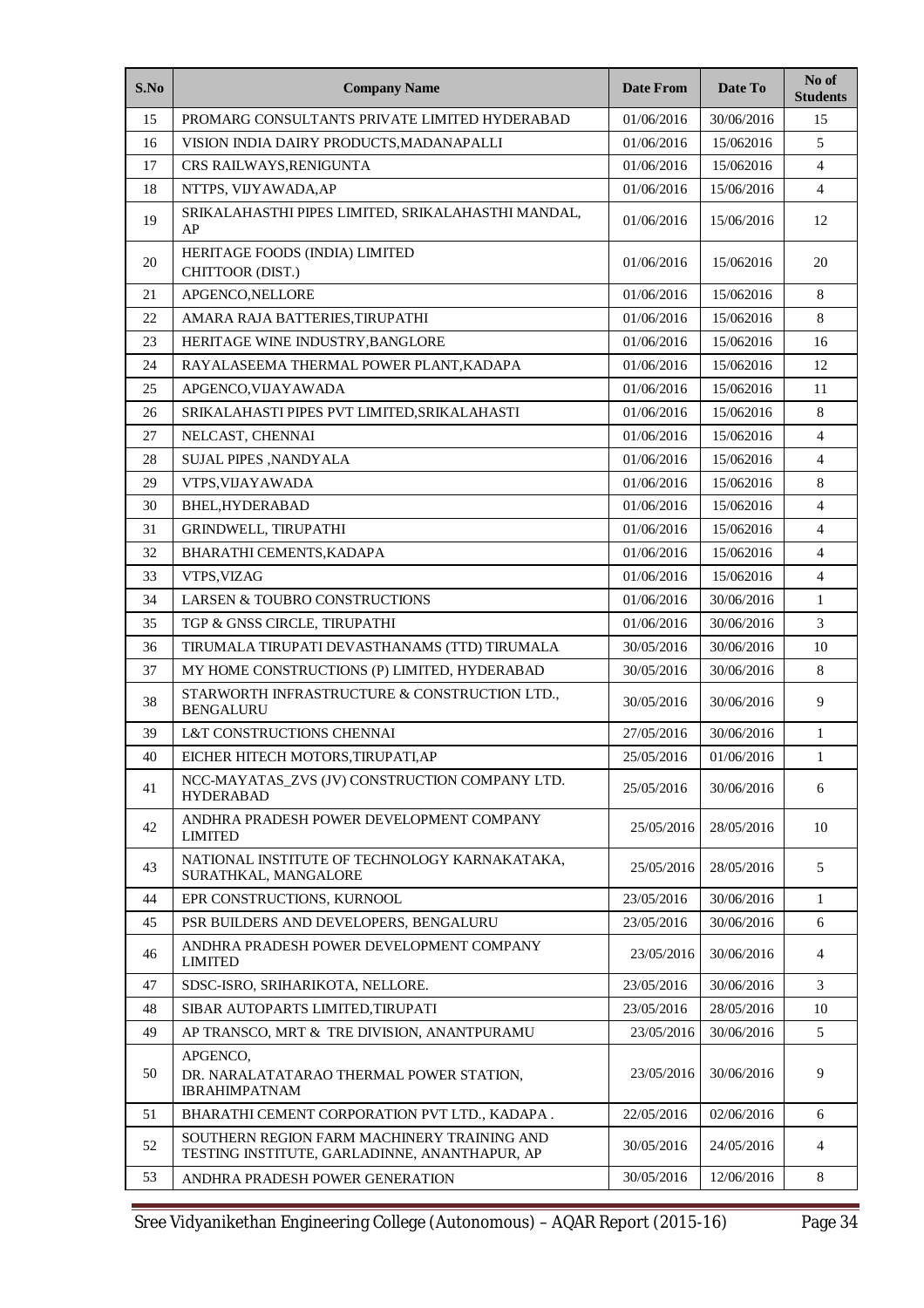| S.No | Company Name | Date From | Date To | No of Students |
|---|---|---|---|---|
| 15 | PROMARG CONSULTANTS PRIVATE LIMITED HYDERABAD | 01/06/2016 | 30/06/2016 | 15 |
| 16 | VISION INDIA DAIRY PRODUCTS,MADANAPALLI | 01/06/2016 | 15/062016 | 5 |
| 17 | CRS RAILWAYS,RENIGUNTA | 01/06/2016 | 15/062016 | 4 |
| 18 | NTTPS, VIJYAWADA,AP | 01/06/2016 | 15/06/2016 | 4 |
| 19 | SRIKALAHASTHI PIPES LIMITED, SRIKALAHASTHI MANDAL, AP | 01/06/2016 | 15/06/2016 | 12 |
| 20 | HERITAGE FOODS (INDIA) LIMITED CHITTOOR (DIST.) | 01/06/2016 | 15/062016 | 20 |
| 21 | APGENCO,NELLORE | 01/06/2016 | 15/062016 | 8 |
| 22 | AMARA RAJA BATTERIES,TIRUPATHI | 01/06/2016 | 15/062016 | 8 |
| 23 | HERITAGE WINE INDUSTRY,BANGLORE | 01/06/2016 | 15/062016 | 16 |
| 24 | RAYALASEEMA THERMAL POWER PLANT,KADAPA | 01/06/2016 | 15/062016 | 12 |
| 25 | APGENCO,VIJAYAWADA | 01/06/2016 | 15/062016 | 11 |
| 26 | SRIKALAHASTI PIPES PVT LIMITED,SRIKALAHASTI | 01/06/2016 | 15/062016 | 8 |
| 27 | NELCAST, CHENNAI | 01/06/2016 | 15/062016 | 4 |
| 28 | SUJAL PIPES ,NANDYALA | 01/06/2016 | 15/062016 | 4 |
| 29 | VTPS,VIJAYAWADA | 01/06/2016 | 15/062016 | 8 |
| 30 | BHEL,HYDERABAD | 01/06/2016 | 15/062016 | 4 |
| 31 | GRINDWELL, TIRUPATHI | 01/06/2016 | 15/062016 | 4 |
| 32 | BHARATHI CEMENTS,KADAPA | 01/06/2016 | 15/062016 | 4 |
| 33 | VTPS,VIZAG | 01/06/2016 | 15/062016 | 4 |
| 34 | LARSEN & TOUBRO CONSTRUCTIONS | 01/06/2016 | 30/06/2016 | 1 |
| 35 | TGP & GNSS CIRCLE, TIRUPATHI | 01/06/2016 | 30/06/2016 | 3 |
| 36 | TIRUMALA TIRUPATI DEVASTHANAMS (TTD) TIRUMALA | 30/05/2016 | 30/06/2016 | 10 |
| 37 | MY HOME CONSTRUCTIONS (P) LIMITED, HYDERABAD | 30/05/2016 | 30/06/2016 | 8 |
| 38 | STARWORTH INFRASTRUCTURE & CONSTRUCTION LTD., BENGALURU | 30/05/2016 | 30/06/2016 | 9 |
| 39 | L&T CONSTRUCTIONS CHENNAI | 27/05/2016 | 30/06/2016 | 1 |
| 40 | EICHER HITECH MOTORS,TIRUPATI,AP | 25/05/2016 | 01/06/2016 | 1 |
| 41 | NCC-MAYATAS_ZVS (JV) CONSTRUCTION COMPANY LTD. HYDERABAD | 25/05/2016 | 30/06/2016 | 6 |
| 42 | ANDHRA PRADESH POWER DEVELOPMENT COMPANY LIMITED | 25/05/2016 | 28/05/2016 | 10 |
| 43 | NATIONAL INSTITUTE OF TECHNOLOGY KARNAKATAKA, SURATHKAL, MANGALORE | 25/05/2016 | 28/05/2016 | 5 |
| 44 | EPR CONSTRUCTIONS, KURNOOL | 23/05/2016 | 30/06/2016 | 1 |
| 45 | PSR BUILDERS AND DEVELOPERS, BENGALURU | 23/05/2016 | 30/06/2016 | 6 |
| 46 | ANDHRA PRADESH POWER DEVELOPMENT COMPANY LIMITED | 23/05/2016 | 30/06/2016 | 4 |
| 47 | SDSC-ISRO, SRIHARIKOTA, NELLORE. | 23/05/2016 | 30/06/2016 | 3 |
| 48 | SIBAR AUTOPARTS LIMITED,TIRUPATI | 23/05/2016 | 28/05/2016 | 10 |
| 49 | AP TRANSCO, MRT & TRE DIVISION, ANANTPURAMU | 23/05/2016 | 30/06/2016 | 5 |
| 50 | APGENCO, DR. NARALATATARAO THERMAL POWER STATION, IBRAHIMPATNAM | 23/05/2016 | 30/06/2016 | 9 |
| 51 | BHARATHI CEMENT CORPORATION PVT LTD., KADAPA . | 22/05/2016 | 02/06/2016 | 6 |
| 52 | SOUTHERN REGION FARM MACHINERY TRAINING AND TESTING INSTITUTE, GARLADINNE, ANANTHAPUR, AP | 30/05/2016 | 24/05/2016 | 4 |
| 53 | ANDHRA PRADESH POWER GENERATION | 30/05/2016 | 12/06/2016 | 8 |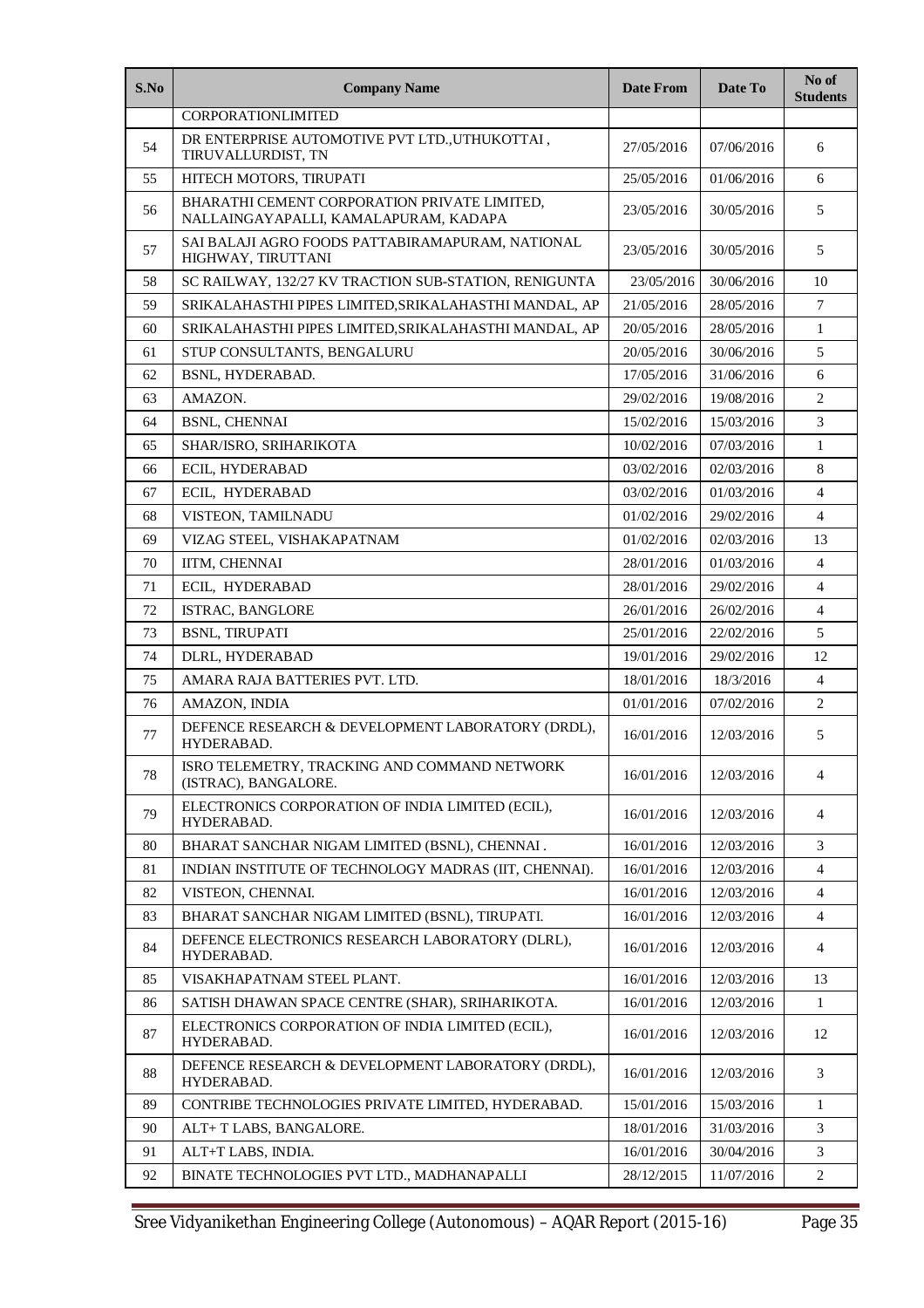| S.No | Company Name | Date From | Date To | No of Students |
|---|---|---|---|---|
| | CORPORATIONLIMITED | | | |
| 54 | DR ENTERPRISE AUTOMOTIVE PVT LTD.,UTHUKOTTAI , TIRUVALLURDIST, TN | 27/05/2016 | 07/06/2016 | 6 |
| 55 | HITECH MOTORS, TIRUPATI | 25/05/2016 | 01/06/2016 | 6 |
| 56 | BHARATHI CEMENT CORPORATION PRIVATE LIMITED, NALLAINGAYAPALLI, KAMALAPURAM, KADAPA | 23/05/2016 | 30/05/2016 | 5 |
| 57 | SAI BALAJI AGRO FOODS PATTABIRAMAPURAM, NATIONAL HIGHWAY, TIRUTTANI | 23/05/2016 | 30/05/2016 | 5 |
| 58 | SC RAILWAY, 132/27 KV TRACTION SUB-STATION, RENIGUNTA | 23/05/2016 | 30/06/2016 | 10 |
| 59 | SRIKALAHASTHI PIPES LIMITED,SRIKALAHASTHI MANDAL, AP | 21/05/2016 | 28/05/2016 | 7 |
| 60 | SRIKALAHASTHI PIPES LIMITED,SRIKALAHASTHI MANDAL, AP | 20/05/2016 | 28/05/2016 | 1 |
| 61 | STUP CONSULTANTS, BENGALURU | 20/05/2016 | 30/06/2016 | 5 |
| 62 | BSNL, HYDERABAD. | 17/05/2016 | 31/06/2016 | 6 |
| 63 | AMAZON. | 29/02/2016 | 19/08/2016 | 2 |
| 64 | BSNL, CHENNAI | 15/02/2016 | 15/03/2016 | 3 |
| 65 | SHAR/ISRO, SRIHARIKOTA | 10/02/2016 | 07/03/2016 | 1 |
| 66 | ECIL, HYDERABAD | 03/02/2016 | 02/03/2016 | 8 |
| 67 | ECIL, HYDERABAD | 03/02/2016 | 01/03/2016 | 4 |
| 68 | VISTEON, TAMILNADU | 01/02/2016 | 29/02/2016 | 4 |
| 69 | VIZAG STEEL, VISHAKAPATNAM | 01/02/2016 | 02/03/2016 | 13 |
| 70 | IITM, CHENNAI | 28/01/2016 | 01/03/2016 | 4 |
| 71 | ECIL, HYDERABAD | 28/01/2016 | 29/02/2016 | 4 |
| 72 | ISTRAC, BANGLORE | 26/01/2016 | 26/02/2016 | 4 |
| 73 | BSNL, TIRUPATI | 25/01/2016 | 22/02/2016 | 5 |
| 74 | DLRL, HYDERABAD | 19/01/2016 | 29/02/2016 | 12 |
| 75 | AMARA RAJA BATTERIES PVT. LTD. | 18/01/2016 | 18/3/2016 | 4 |
| 76 | AMAZON, INDIA | 01/01/2016 | 07/02/2016 | 2 |
| 77 | DEFENCE RESEARCH & DEVELOPMENT LABORATORY (DRDL), HYDERABAD. | 16/01/2016 | 12/03/2016 | 5 |
| 78 | ISRO TELEMETRY, TRACKING AND COMMAND NETWORK (ISTRAC), BANGALORE. | 16/01/2016 | 12/03/2016 | 4 |
| 79 | ELECTRONICS CORPORATION OF INDIA LIMITED (ECIL), HYDERABAD. | 16/01/2016 | 12/03/2016 | 4 |
| 80 | BHARAT SANCHAR NIGAM LIMITED (BSNL), CHENNAI . | 16/01/2016 | 12/03/2016 | 3 |
| 81 | INDIAN INSTITUTE OF TECHNOLOGY MADRAS (IIT, CHENNAI). | 16/01/2016 | 12/03/2016 | 4 |
| 82 | VISTEON, CHENNAI. | 16/01/2016 | 12/03/2016 | 4 |
| 83 | BHARAT SANCHAR NIGAM LIMITED (BSNL), TIRUPATI. | 16/01/2016 | 12/03/2016 | 4 |
| 84 | DEFENCE ELECTRONICS RESEARCH LABORATORY (DLRL), HYDERABAD. | 16/01/2016 | 12/03/2016 | 4 |
| 85 | VISAKHAPATNAM STEEL PLANT. | 16/01/2016 | 12/03/2016 | 13 |
| 86 | SATISH DHAWAN SPACE CENTRE (SHAR), SRIHARIKOTA. | 16/01/2016 | 12/03/2016 | 1 |
| 87 | ELECTRONICS CORPORATION OF INDIA LIMITED (ECIL), HYDERABAD. | 16/01/2016 | 12/03/2016 | 12 |
| 88 | DEFENCE RESEARCH & DEVELOPMENT LABORATORY (DRDL), HYDERABAD. | 16/01/2016 | 12/03/2016 | 3 |
| 89 | CONTRIBE TECHNOLOGIES PRIVATE LIMITED, HYDERABAD. | 15/01/2016 | 15/03/2016 | 1 |
| 90 | ALT+ T LABS, BANGALORE. | 18/01/2016 | 31/03/2016 | 3 |
| 91 | ALT+T LABS, INDIA. | 16/01/2016 | 30/04/2016 | 3 |
| 92 | BINATE TECHNOLOGIES PVT LTD., MADHANAPALLI | 28/12/2015 | 11/07/2016 | 2 |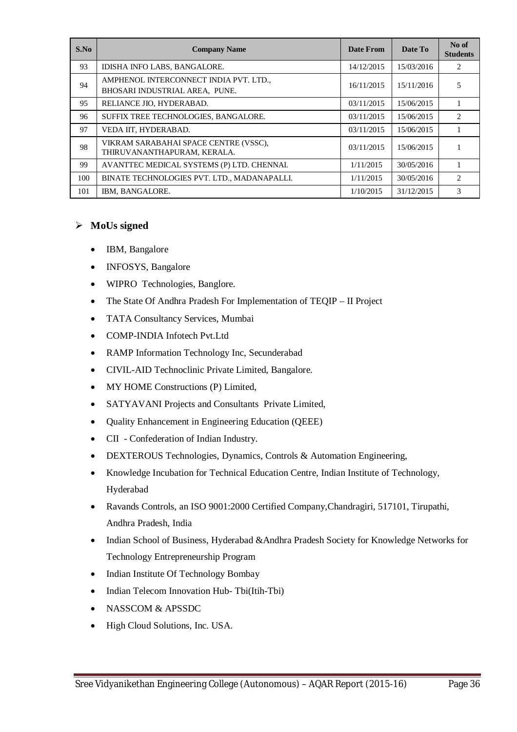| S.No | Company Name | Date From | Date To | No of Students |
|---|---|---|---|---|
| 93 | IDISHA INFO LABS, BANGALORE. | 14/12/2015 | 15/03/2016 | 2 |
| 94 | AMPHENOL INTERCONNECT INDIA PVT. LTD., BHOSARI INDUSTRIAL AREA, PUNE. | 16/11/2015 | 15/11/2016 | 5 |
| 95 | RELIANCE JIO, HYDERABAD. | 03/11/2015 | 15/06/2015 | 1 |
| 96 | SUFFIX TREE TECHNOLOGIES, BANGALORE. | 03/11/2015 | 15/06/2015 | 2 |
| 97 | VEDA IIT, HYDERABAD. | 03/11/2015 | 15/06/2015 | 1 |
| 98 | VIKRAM SARABAHAI SPACE CENTRE (VSSC), THIRUVANANTHAPURAM, KERALA. | 03/11/2015 | 15/06/2015 | 1 |
| 99 | AVANTTEC MEDICAL SYSTEMS (P) LTD. CHENNAI. | 1/11/2015 | 30/05/2016 | 1 |
| 100 | BINATE TECHNOLOGIES PVT. LTD., MADANAPALLI. | 1/11/2015 | 30/05/2016 | 2 |
| 101 | IBM, BANGALORE. | 1/10/2015 | 31/12/2015 | 3 |

- **MoUs signed**
  - IBM, Bangalore
  - INFOSYS, Bangalore
  - WIPRO Technologies, Banglore.
  - The State Of Andhra Pradesh For Implementation of TEQIP – II Project
  - TATA Consultancy Services, Mumbai
  - COMP-INDIA Infotech Pvt.Ltd
  - RAMP Information Technology Inc, Secunderabad
  - CIVIL-AID Technoclinic Private Limited, Bangalore.
  - MY HOME Constructions (P) Limited,
  - SATYAVANI Projects and Consultants Private Limited,
  - Quality Enhancement in Engineering Education (QEEE)
  - CII - Confederation of Indian Industry.
  - DEXTEROUS Technologies, Dynamics, Controls & Automation Engineering,
  - Knowledge Incubation for Technical Education Centre, Indian Institute of Technology, Hyderabad
  - Ravands Controls, an ISO 9001:2000 Certified Company,Chandragiri, 517101, Tirupathi, Andhra Pradesh, India
  - Indian School of Business, Hyderabad &Andhra Pradesh Society for Knowledge Networks for Technology Entrepreneurship Program
  - Indian Institute Of Technology Bombay
  - Indian Telecom Innovation Hub- Tbi(Itih-Tbi)
  - NASSCOM & APSSDC
  - High Cloud Solutions, Inc. USA.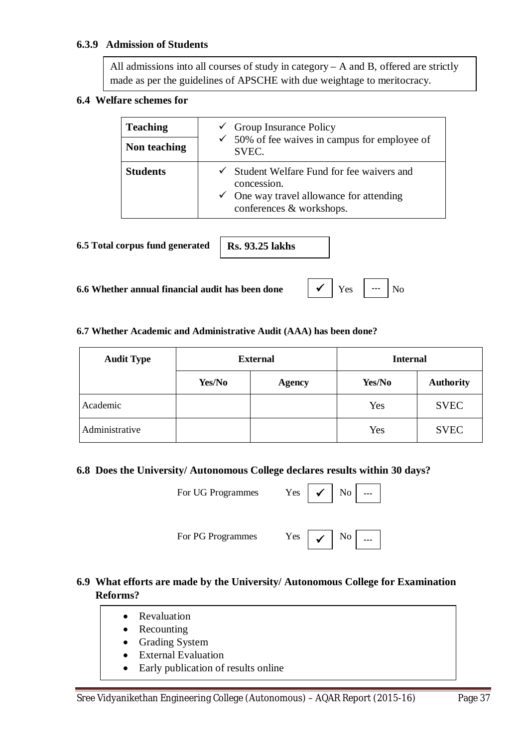### 6.3.9 Admission of Students

All admissions into all courses of study in category – A and B, offered are strictly made as per the guidelines of APSCHE with due weightage to meritocracy.

### 6.4 Welfare schemes for

| | |
|---|---|
| **Teaching** | ✓ Group Insurance Policy<br>✓ 50% of fee waives in campus for employee of SVEC. |
| **Non teaching** | |
| **Students** | ✓ Student Welfare Fund for fee waivers and concession.<br>✓ One way travel allowance for attending conferences & workshops. |

**6.5 Total corpus fund generated** **Rs. 93.25 lakhs**

**6.6 Whether annual financial audit has been done** ✓ Yes --- No

**6.7 Whether Academic and Administrative Audit (AAA) has been done?**

| Audit Type | External | | Internal | |
|---|---|---|---|---|
| | Yes/No | Agency | Yes/No | Authority |
| Academic | | | Yes | SVEC |
| Administrative | | | Yes | SVEC |

### 6.8 Does the University/ Autonomous College declares results within 30 days?

For UG Programmes Yes ✓ No ---

For PG Programmes Yes ✓ No ---

### 6.9 What efforts are made by the University/ Autonomous College for Examination Reforms?

- Revaluation
- Recounting
- Grading System
- External Evaluation
- Early publication of results online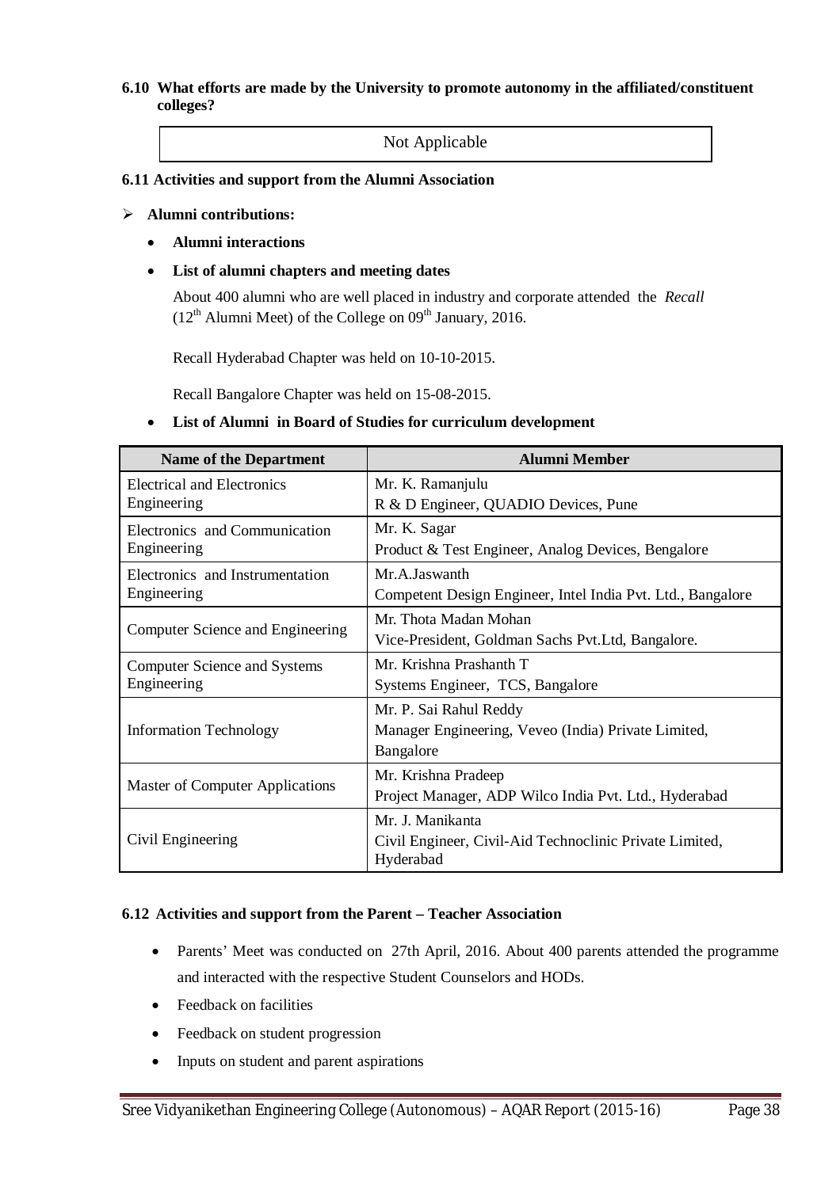**6.10 What efforts are made by the University to promote autonomy in the affiliated/constituent colleges?**

Not Applicable

**6.11 Activities and support from the Alumni Association**

- **Alumni contributions:**
  - **Alumni interactions**
  - **List of alumni chapters and meeting dates**

    About 400 alumni who are well placed in industry and corporate attended the *Recall* (12th Alumni Meet) of the College on 09th January, 2016.

    Recall Hyderabad Chapter was held on 10-10-2015.

    Recall Bangalore Chapter was held on 15-08-2015.

  - **List of Alumni in Board of Studies for curriculum development**

| Name of the Department | Alumni Member |
|---|---|
| Electrical and Electronics Engineering | Mr. K. Ramanjulu<br>R & D Engineer, QUADIO Devices, Pune |
| Electronics and Communication Engineering | Mr. K. Sagar<br>Product & Test Engineer, Analog Devices, Bengalore |
| Electronics and Instrumentation Engineering | Mr.A.Jaswanth<br>Competent Design Engineer, Intel India Pvt. Ltd., Bangalore |
| Computer Science and Engineering | Mr. Thota Madan Mohan<br>Vice-President, Goldman Sachs Pvt.Ltd, Bangalore. |
| Computer Science and Systems Engineering | Mr. Krishna Prashanth T<br>Systems Engineer, TCS, Bangalore |
| Information Technology | Mr. P. Sai Rahul Reddy<br>Manager Engineering, Veveo (India) Private Limited, Bangalore |
| Master of Computer Applications | Mr. Krishna Pradeep<br>Project Manager, ADP Wilco India Pvt. Ltd., Hyderabad |
| Civil Engineering | Mr. J. Manikanta<br>Civil Engineer, Civil-Aid Technoclinic Private Limited, Hyderabad |

**6.12 Activities and support from the Parent – Teacher Association**

- Parents' Meet was conducted on 27th April, 2016. About 400 parents attended the programme and interacted with the respective Student Counselors and HODs.
- Feedback on facilities
- Feedback on student progression
- Inputs on student and parent aspirations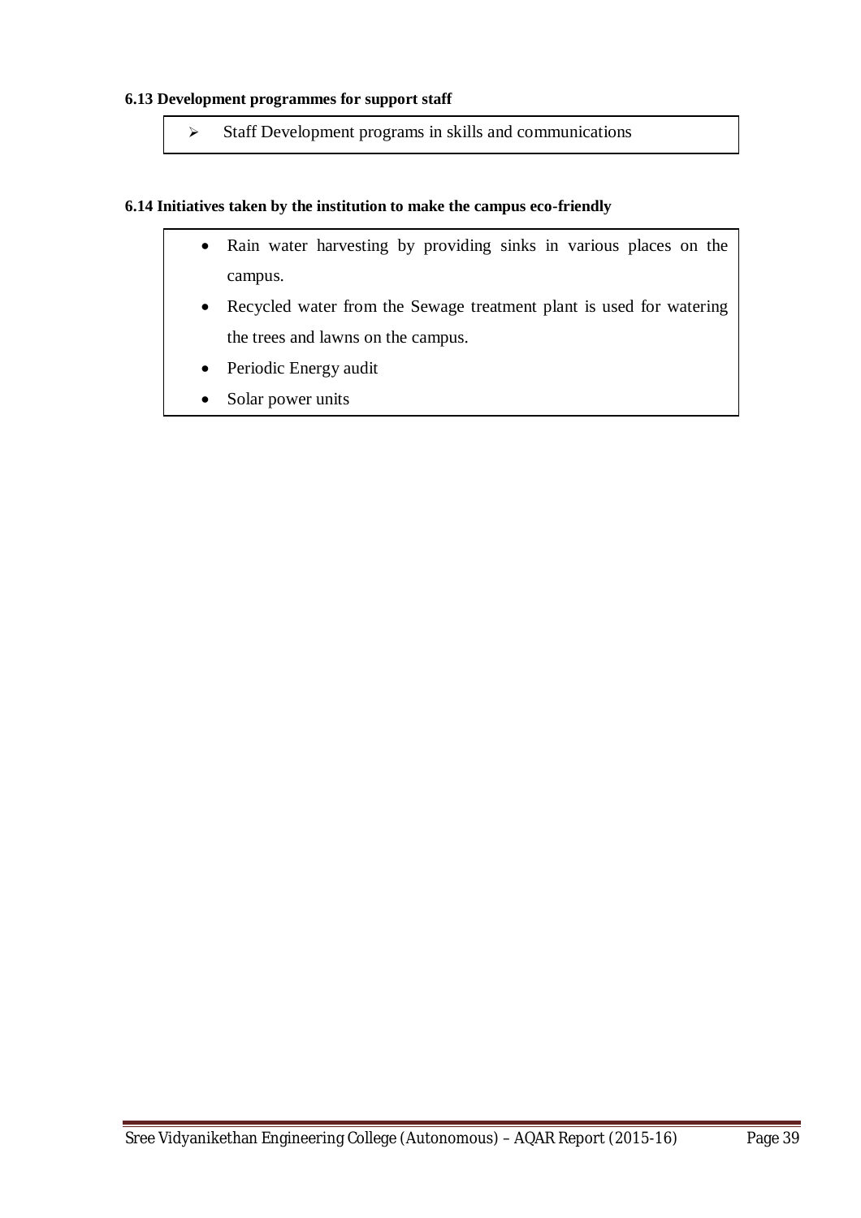**6.13 Development programmes for support staff**

- Staff Development programs in skills and communications

**6.14 Initiatives taken by the institution to make the campus eco-friendly**

- Rain water harvesting by providing sinks in various places on the campus.
- Recycled water from the Sewage treatment plant is used for watering the trees and lawns on the campus.
- Periodic Energy audit
- Solar power units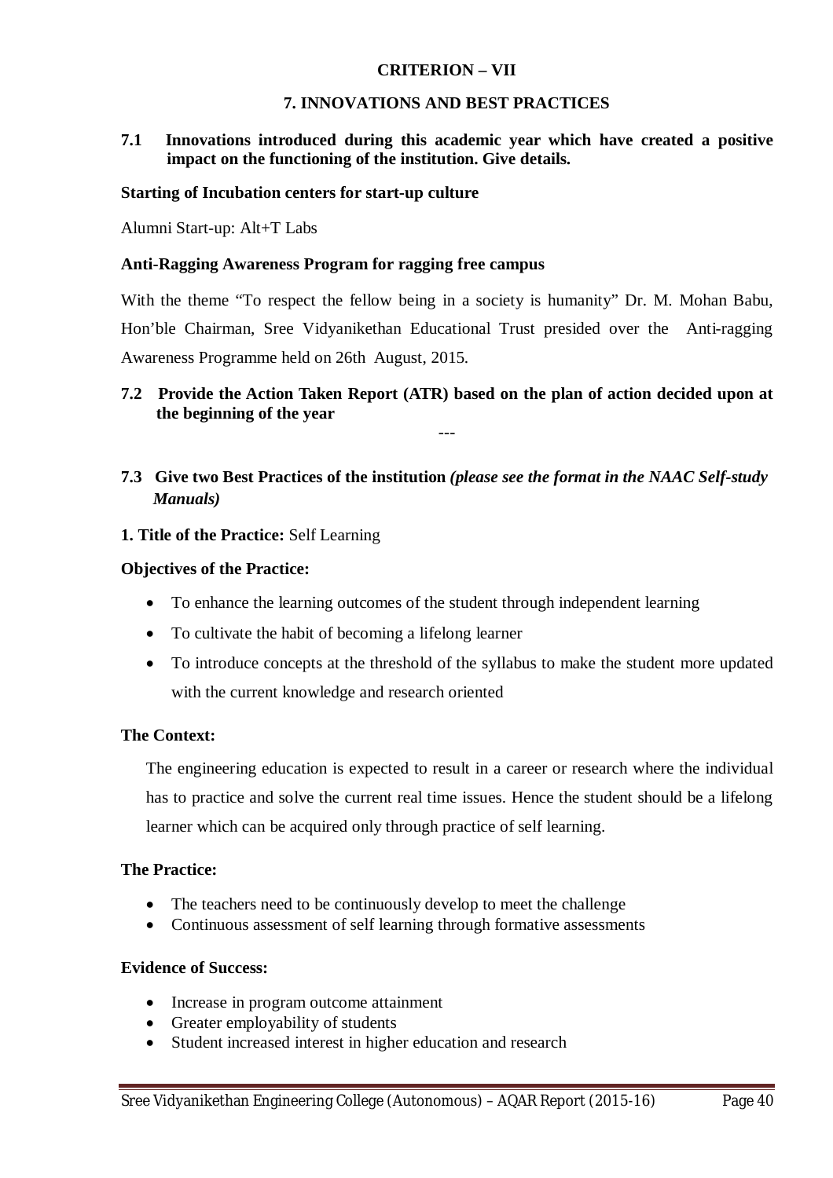## CRITERION – VII

## 7. INNOVATIONS AND BEST PRACTICES

**7.1 Innovations introduced during this academic year which have created a positive impact on the functioning of the institution. Give details.**

**Starting of Incubation centers for start-up culture**

Alumni Start-up: Alt+T Labs

**Anti-Ragging Awareness Program for ragging free campus**

With the theme "To respect the fellow being in a society is humanity" Dr. M. Mohan Babu, Hon'ble Chairman, Sree Vidyanikethan Educational Trust presided over the Anti-ragging Awareness Programme held on 26th August, 2015.

**7.2 Provide the Action Taken Report (ATR) based on the plan of action decided upon at the beginning of the year**

---

**7.3 Give two Best Practices of the institution *(please see the format in the NAAC Self-study Manuals)***

**1. Title of the Practice:** Self Learning

**Objectives of the Practice:**

- To enhance the learning outcomes of the student through independent learning
- To cultivate the habit of becoming a lifelong learner
- To introduce concepts at the threshold of the syllabus to make the student more updated with the current knowledge and research oriented

**The Context:**

The engineering education is expected to result in a career or research where the individual has to practice and solve the current real time issues. Hence the student should be a lifelong learner which can be acquired only through practice of self learning.

**The Practice:**

- The teachers need to be continuously develop to meet the challenge
- Continuous assessment of self learning through formative assessments

**Evidence of Success:**

- Increase in program outcome attainment
- Greater employability of students
- Student increased interest in higher education and research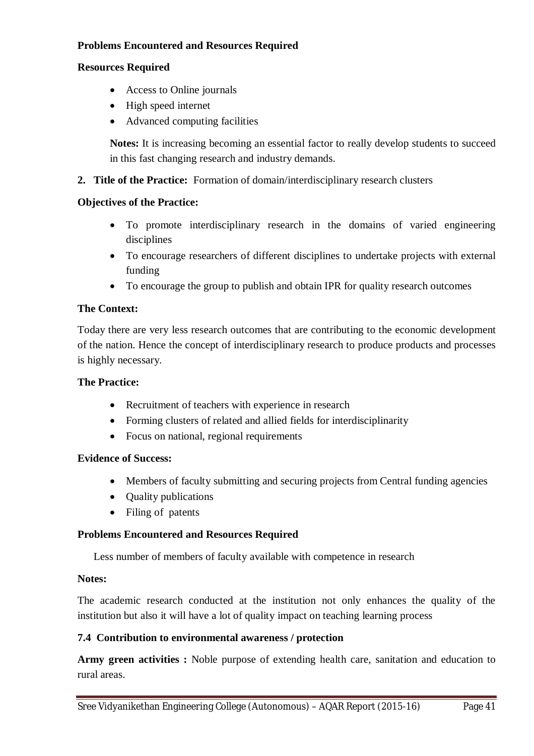**Problems Encountered and Resources Required**

**Resources Required**

- Access to Online journals
- High speed internet
- Advanced computing facilities

**Notes:** It is increasing becoming an essential factor to really develop students to succeed in this fast changing research and industry demands.

**2. Title of the Practice:** Formation of domain/interdisciplinary research clusters

**Objectives of the Practice:**

- To promote interdisciplinary research in the domains of varied engineering disciplines
- To encourage researchers of different disciplines to undertake projects with external funding
- To encourage the group to publish and obtain IPR for quality research outcomes

**The Context:**

Today there are very less research outcomes that are contributing to the economic development of the nation. Hence the concept of interdisciplinary research to produce products and processes is highly necessary.

**The Practice:**

- Recruitment of teachers with experience in research
- Forming clusters of related and allied fields for interdisciplinarity
- Focus on national, regional requirements

**Evidence of Success:**

- Members of faculty submitting and securing projects from Central funding agencies
- Quality publications
- Filing of patents

**Problems Encountered and Resources Required**

Less number of members of faculty available with competence in research

**Notes:**

The academic research conducted at the institution not only enhances the quality of the institution but also it will have a lot of quality impact on teaching learning process

**7.4 Contribution to environmental awareness / protection**

**Army green activities :** Noble purpose of extending health care, sanitation and education to rural areas.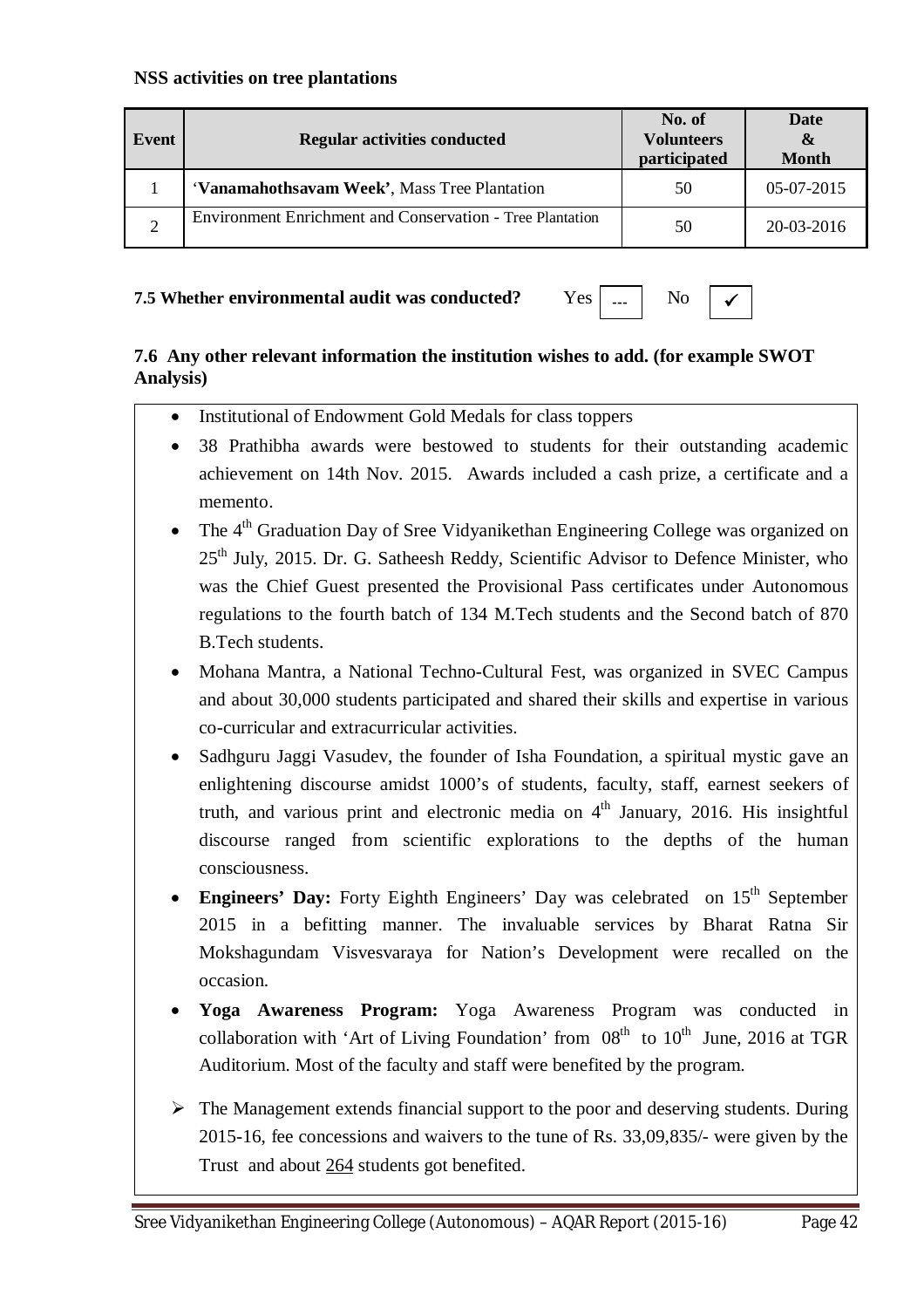**NSS activities on tree plantations**

| Event | Regular activities conducted | No. of Volunteers participated | Date & Month |
|---|---|---|---|
| 1 | '**Vanamahothsavam Week**', Mass Tree Plantation | 50 | 05-07-2015 |
| 2 | Environment Enrichment and Conservation - Tree Plantation | 50 | 20-03-2016 |

**7.5 Whether environmental audit was conducted?** Yes [ --- ] No [ ✔ ]

**7.6 Any other relevant information the institution wishes to add. (for example SWOT Analysis)**

- Institutional of Endowment Gold Medals for class toppers
- 38 Prathibha awards were bestowed to students for their outstanding academic achievement on 14th Nov. 2015. Awards included a cash prize, a certificate and a memento.
- The 4th Graduation Day of Sree Vidyanikethan Engineering College was organized on 25th July, 2015. Dr. G. Satheesh Reddy, Scientific Advisor to Defence Minister, who was the Chief Guest presented the Provisional Pass certificates under Autonomous regulations to the fourth batch of 134 M.Tech students and the Second batch of 870 B.Tech students.
- Mohana Mantra, a National Techno-Cultural Fest, was organized in SVEC Campus and about 30,000 students participated and shared their skills and expertise in various co-curricular and extracurricular activities.
- Sadhguru Jaggi Vasudev, the founder of Isha Foundation, a spiritual mystic gave an enlightening discourse amidst 1000's of students, faculty, staff, earnest seekers of truth, and various print and electronic media on 4th January, 2016. His insightful discourse ranged from scientific explorations to the depths of the human consciousness.
- **Engineers' Day:** Forty Eighth Engineers' Day was celebrated on 15th September 2015 in a befitting manner. The invaluable services by Bharat Ratna Sir Mokshagundam Visvesvaraya for Nation's Development were recalled on the occasion.
- **Yoga Awareness Program:** Yoga Awareness Program was conducted in collaboration with 'Art of Living Foundation' from 08th to 10th June, 2016 at TGR Auditorium. Most of the faculty and staff were benefited by the program.

- The Management extends financial support to the poor and deserving students. During 2015-16, fee concessions and waivers to the tune of Rs. 33,09,835/- were given by the Trust and about 264 students got benefited.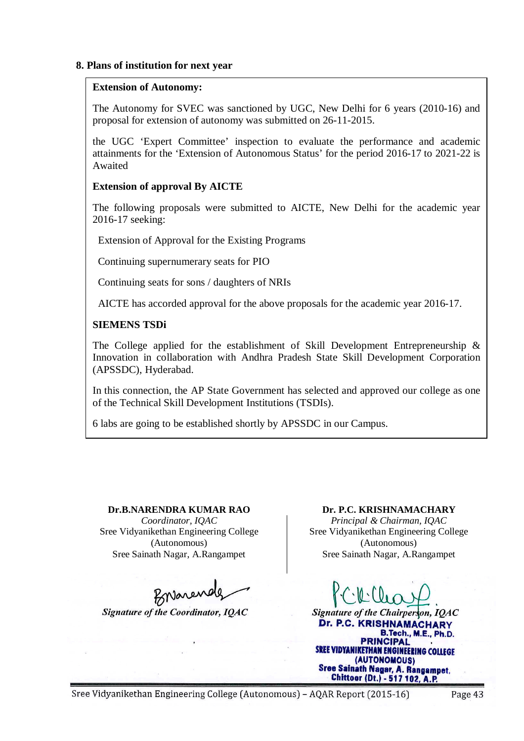## 8. Plans of institution for next year

**Extension of Autonomy:**

The Autonomy for SVEC was sanctioned by UGC, New Delhi for 6 years (2010-16) and proposal for extension of autonomy was submitted on 26-11-2015.

the UGC 'Expert Committee' inspection to evaluate the performance and academic attainments for the 'Extension of Autonomous Status' for the period 2016-17 to 2021-22 is Awaited

**Extension of approval By AICTE**

The following proposals were submitted to AICTE, New Delhi for the academic year 2016-17 seeking:

Extension of Approval for the Existing Programs

Continuing supernumerary seats for PIO

Continuing seats for sons / daughters of NRIs

AICTE has accorded approval for the above proposals for the academic year 2016-17.

**SIEMENS TSDi**

The College applied for the establishment of Skill Development Entrepreneurship & Innovation in collaboration with Andhra Pradesh State Skill Development Corporation (APSSDC), Hyderabad.

In this connection, the AP State Government has selected and approved our college as one of the Technical Skill Development Institutions (TSDIs).

6 labs are going to be established shortly by APSSDC in our Campus.

**Dr.B.NARENDRA KUMAR RAO**
*Coordinator, IQAC*
Sree Vidyanikethan Engineering College
(Autonomous)
Sree Sainath Nagar, A.Rangampet

*Signature of the Coordinator, IQAC*

**Dr. P.C. KRISHNAMACHARY**
*Principal & Chairman, IQAC*
Sree Vidyanikethan Engineering College
(Autonomous)
Sree Sainath Nagar, A.Rangampet

*Signature of the Chairperson, IQAC*

Dr. P.C. KRISHNAMACHARY
B.Tech., M.E., Ph.D.
PRINCIPAL
SREE VIDYANIKETHAN ENGINEERING COLLEGE
(AUTONOMOUS)
Sree Sainath Nagar, A. Rangampet,
Chittoor (Dt.) - 517 102, A.P.